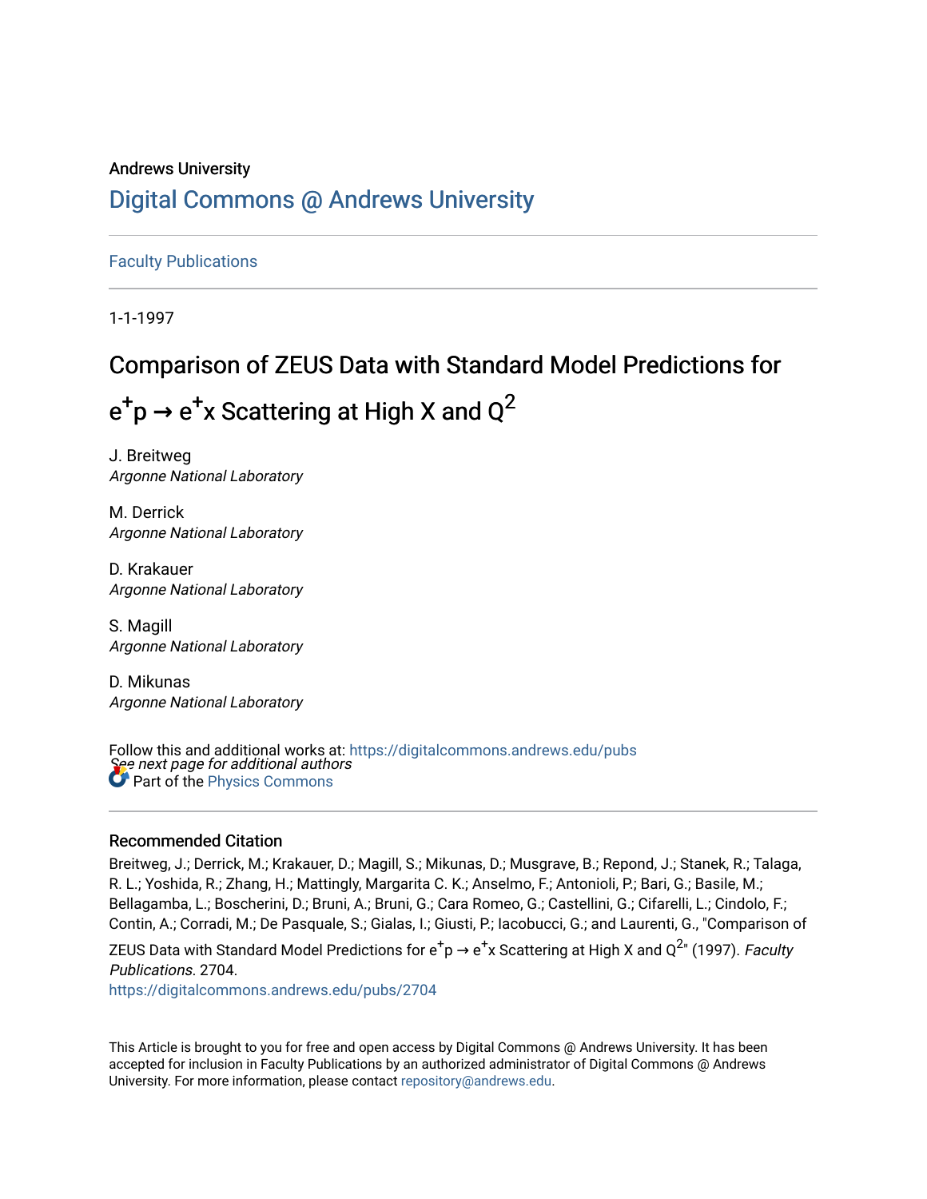Andrews University

# Digital Commons @ Andrews University

Faculty Publications

1-1-1997

# Comparison of ZEUS Data with Standard Model Predictions for $e^+p \to e^+x$ Scattering at High X and $Q^2$

J. Breitweg
*Argonne National Laboratory*

M. Derrick
*Argonne National Laboratory*

D. Krakauer
*Argonne National Laboratory*

S. Magill
*Argonne National Laboratory*

D. Mikunas
*Argonne National Laboratory*

*See next page for additional authors*

Follow this and additional works at: https://digitalcommons.andrews.edu/pubs

Part of the Physics Commons

## Recommended Citation

Breitweg, J.; Derrick, M.; Krakauer, D.; Magill, S.; Mikunas, D.; Musgrave, B.; Repond, J.; Stanek, R.; Talaga, R. L.; Yoshida, R.; Zhang, H.; Mattingly, Margarita C. K.; Anselmo, F.; Antonioli, P.; Bari, G.; Basile, M.; Bellagamba, L.; Boscherini, D.; Bruni, A.; Bruni, G.; Cara Romeo, G.; Castellini, G.; Cifarelli, L.; Cindolo, F.; Contin, A.; Corradi, M.; De Pasquale, S.; Gialas, I.; Giusti, P.; Iacobucci, G.; and Laurenti, G., "Comparison of ZEUS Data with Standard Model Predictions for $e^+p \to e^+x$ Scattering at High X and $Q^2$" (1997). *Faculty Publications*. 2704.
https://digitalcommons.andrews.edu/pubs/2704

This Article is brought to you for free and open access by Digital Commons @ Andrews University. It has been accepted for inclusion in Faculty Publications by an authorized administrator of Digital Commons @ Andrews University. For more information, please contact repository@andrews.edu.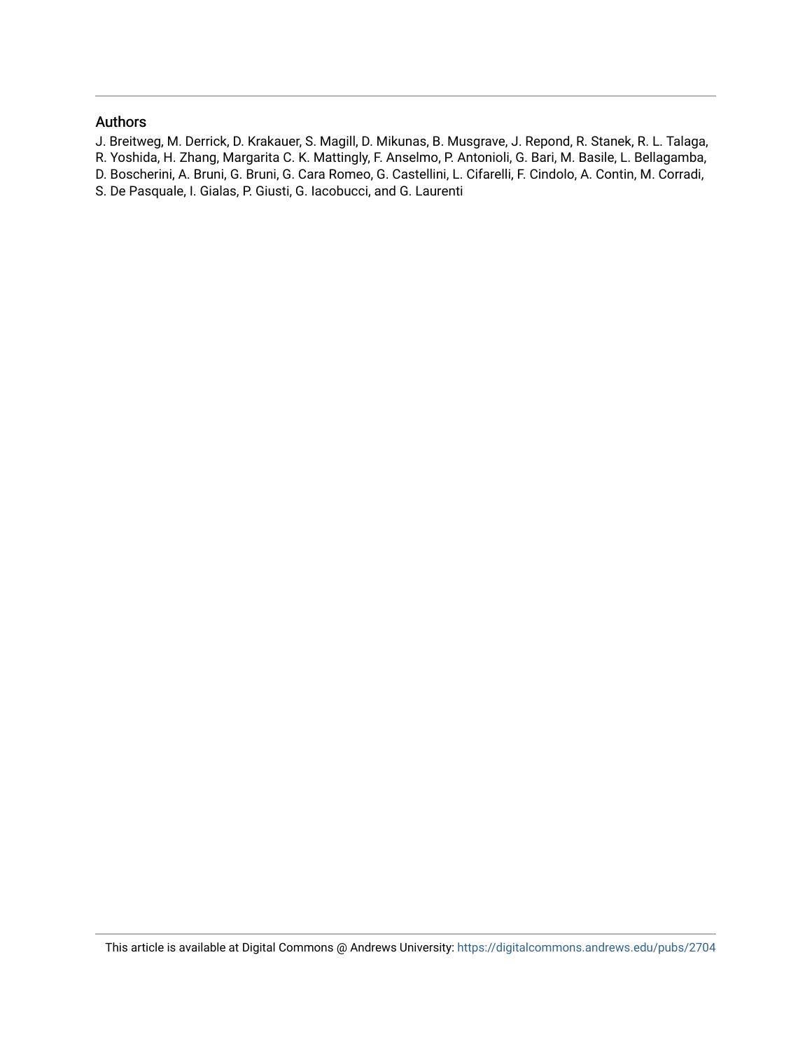## Authors

J. Breitweg, M. Derrick, D. Krakauer, S. Magill, D. Mikunas, B. Musgrave, J. Repond, R. Stanek, R. L. Talaga, R. Yoshida, H. Zhang, Margarita C. K. Mattingly, F. Anselmo, P. Antonioli, G. Bari, M. Basile, L. Bellagamba, D. Boscherini, A. Bruni, G. Bruni, G. Cara Romeo, G. Castellini, L. Cifarelli, F. Cindolo, A. Contin, M. Corradi, S. De Pasquale, I. Gialas, P. Giusti, G. Iacobucci, and G. Laurenti

This article is available at Digital Commons @ Andrews University: https://digitalcommons.andrews.edu/pubs/2704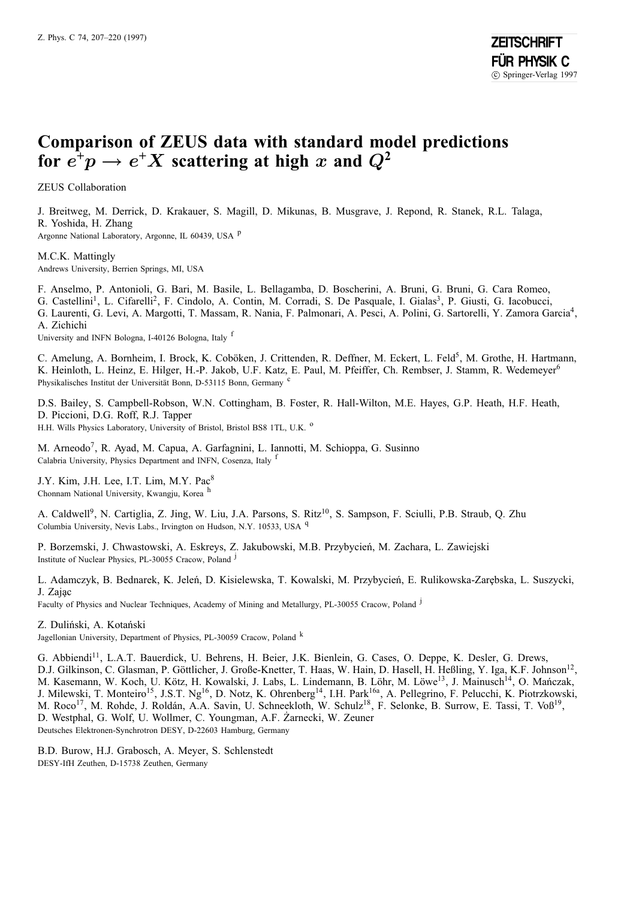# Comparison of ZEUS data with standard model predictions for $e^+p \rightarrow e^+X$ scattering at high $x$ and $Q^2$

ZEUS Collaboration

J. Breitweg, M. Derrick, D. Krakauer, S. Magill, D. Mikunas, B. Musgrave, J. Repond, R. Stanek, R.L. Talaga, R. Yoshida, H. Zhang
Argonne National Laboratory, Argonne, IL 60439, USA [p]

M.C.K. Mattingly
Andrews University, Berrien Springs, MI, USA

F. Anselmo, P. Antonioli, G. Bari, M. Basile, L. Bellagamba, D. Boscherini, A. Bruni, G. Bruni, G. Cara Romeo, G. Castellini[1], L. Cifarelli[2], F. Cindolo, A. Contin, M. Corradi, S. De Pasquale, I. Gialas[3], P. Giusti, G. Iacobucci, G. Laurenti, G. Levi, A. Margotti, T. Massam, R. Nania, F. Palmonari, A. Pesci, A. Polini, G. Sartorelli, Y. Zamora Garcia[4], A. Zichichi
University and INFN Bologna, I-40126 Bologna, Italy [f]

C. Amelung, A. Bornheim, I. Brock, K. Coböken, J. Crittenden, R. Deffner, M. Eckert, L. Feld[5], M. Grothe, H. Hartmann, K. Heinloth, L. Heinz, E. Hilger, H.-P. Jakob, U.F. Katz, E. Paul, M. Pfeiffer, Ch. Rembser, J. Stamm, R. Wedemeyer[6]
Physikalisches Institut der Universität Bonn, D-53115 Bonn, Germany [c]

D.S. Bailey, S. Campbell-Robson, W.N. Cottingham, B. Foster, R. Hall-Wilton, M.E. Hayes, G.P. Heath, H.F. Heath, D. Piccioni, D.G. Roff, R.J. Tapper
H.H. Wills Physics Laboratory, University of Bristol, Bristol BS8 1TL, U.K. [o]

M. Arneodo[7], R. Ayad, M. Capua, A. Garfagnini, L. Iannotti, M. Schioppa, G. Susinno
Calabria University, Physics Department and INFN, Cosenza, Italy [f]

J.Y. Kim, J.H. Lee, I.T. Lim, M.Y. Pac[8]
Chonnam National University, Kwangju, Korea [h]

A. Caldwell[9], N. Cartiglia, Z. Jing, W. Liu, J.A. Parsons, S. Ritz[10], S. Sampson, F. Sciulli, P.B. Straub, Q. Zhu
Columbia University, Nevis Labs., Irvington on Hudson, N.Y. 10533, USA [q]

P. Borzemski, J. Chwastowski, A. Eskreys, Z. Jakubowski, M.B. Przybycień, M. Zachara, L. Zawiejski
Institute of Nuclear Physics, PL-30055 Cracow, Poland [j]

L. Adamczyk, B. Bednarek, K. Jeleń, D. Kisielewska, T. Kowalski, M. Przybycień, E. Rulikowska-Zarębska, L. Suszycki, J. Zając
Faculty of Physics and Nuclear Techniques, Academy of Mining and Metallurgy, PL-30055 Cracow, Poland [j]

Z. Duliński, A. Kotański
Jagellonian University, Department of Physics, PL-30059 Cracow, Poland [k]

G. Abbiendi[11], L.A.T. Bauerdick, U. Behrens, H. Beier, J.K. Bienlein, G. Cases, O. Deppe, K. Desler, G. Drews, D.J. Gilkinson, C. Glasman, P. Göttlicher, J. Große-Knetter, T. Haas, W. Hain, D. Hasell, H. Heßling, Y. Iga, K.F. Johnson[12], M. Kasemann, W. Koch, U. Kötz, H. Kowalski, J. Labs, L. Lindemann, B. Löhr, M. Löwe[13], J. Mainusch[14], O. Mańczak, J. Milewski, T. Monteiro[15], J.S.T. Ng[16], D. Notz, K. Ohrenberg[14], I.H. Park[16a], A. Pellegrino, F. Pelucchi, K. Piotrzkowski, M. Roco[17], M. Rohde, J. Roldán, A.A. Savin, U. Schneekloth, W. Schulz[18], F. Selonke, B. Surrow, E. Tassi, T. Voß[19], D. Westphal, G. Wolf, U. Wollmer, C. Youngman, A.F. Żarnecki, W. Zeuner
Deutsches Elektronen-Synchrotron DESY, D-22603 Hamburg, Germany

B.D. Burow, H.J. Grabosch, A. Meyer, S. Schlenstedt
DESY-IfH Zeuthen, D-15738 Zeuthen, Germany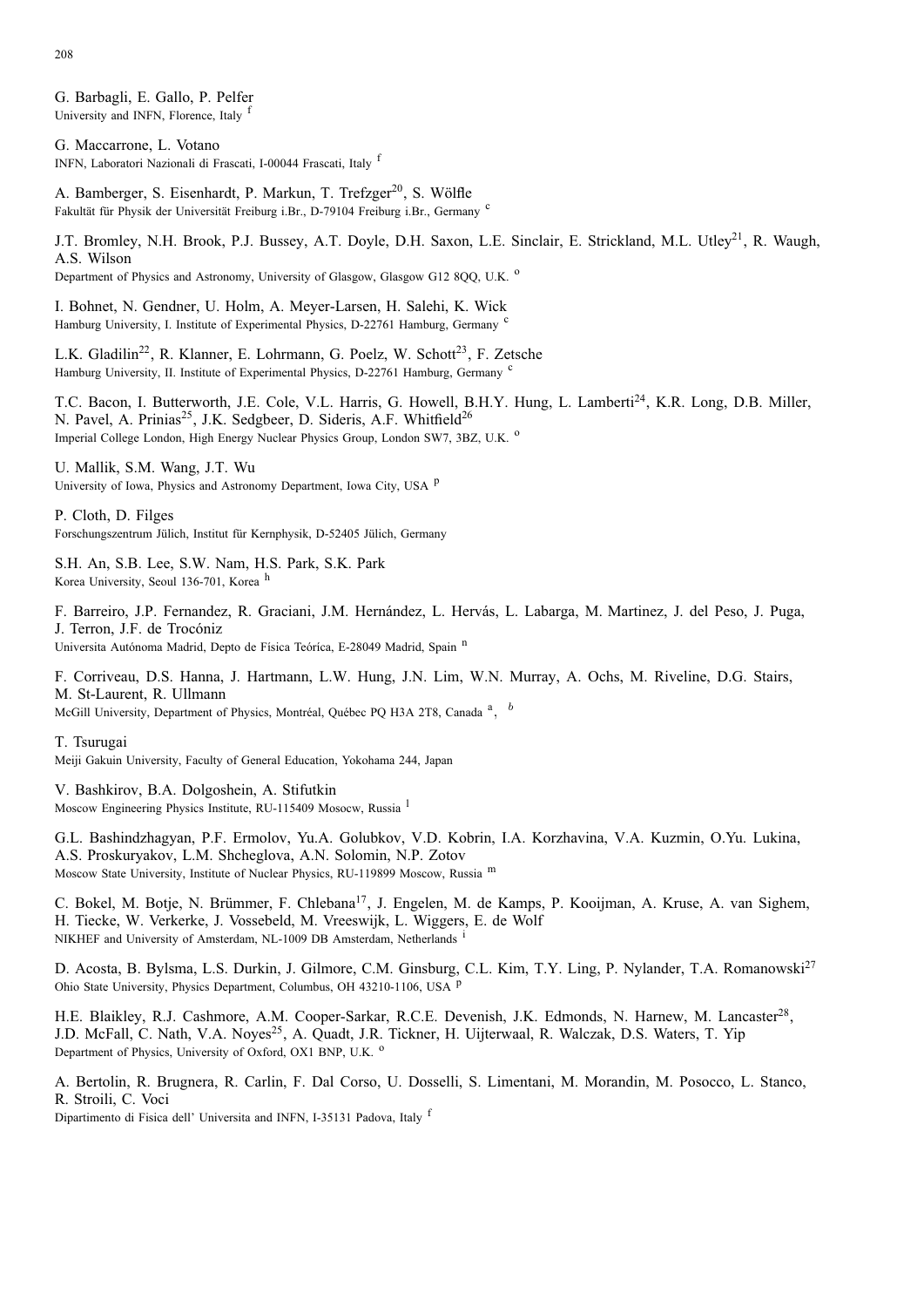G. Barbagli, E. Gallo, P. Pelfer
University and INFN, Florence, Italy [f]

G. Maccarrone, L. Votano
INFN, Laboratori Nazionali di Frascati, I-00044 Frascati, Italy [f]

A. Bamberger, S. Eisenhardt, P. Markun, T. Trefzger[20], S. Wölfle
Fakultät für Physik der Universität Freiburg i.Br., D-79104 Freiburg i.Br., Germany [c]

J.T. Bromley, N.H. Brook, P.J. Bussey, A.T. Doyle, D.H. Saxon, L.E. Sinclair, E. Strickland, M.L. Utley[21], R. Waugh, A.S. Wilson
Department of Physics and Astronomy, University of Glasgow, Glasgow G12 8QQ, U.K. [o]

I. Bohnet, N. Gendner, U. Holm, A. Meyer-Larsen, H. Salehi, K. Wick
Hamburg University, I. Institute of Experimental Physics, D-22761 Hamburg, Germany [c]

L.K. Gladilin[22], R. Klanner, E. Lohrmann, G. Poelz, W. Schott[23], F. Zetsche
Hamburg University, II. Institute of Experimental Physics, D-22761 Hamburg, Germany [c]

T.C. Bacon, I. Butterworth, J.E. Cole, V.L. Harris, G. Howell, B.H.Y. Hung, L. Lamberti[24], K.R. Long, D.B. Miller, N. Pavel, A. Prinias[25], J.K. Sedgbeer, D. Sideris, A.F. Whitfield[26]
Imperial College London, High Energy Nuclear Physics Group, London SW7, 3BZ, U.K. [o]

U. Mallik, S.M. Wang, J.T. Wu
University of Iowa, Physics and Astronomy Department, Iowa City, USA [p]

P. Cloth, D. Filges
Forschungszentrum Jülich, Institut für Kernphysik, D-52405 Jülich, Germany

S.H. An, S.B. Lee, S.W. Nam, H.S. Park, S.K. Park
Korea University, Seoul 136-701, Korea [h]

F. Barreiro, J.P. Fernandez, R. Graciani, J.M. Hernández, L. Hervás, L. Labarga, M. Martinez, J. del Peso, J. Puga, J. Terron, J.F. de Trocóniz
Universita Autónoma Madrid, Depto de Física Teóríca, E-28049 Madrid, Spain [n]

F. Corriveau, D.S. Hanna, J. Hartmann, L.W. Hung, J.N. Lim, W.N. Murray, A. Ochs, M. Riveline, D.G. Stairs, M. St-Laurent, R. Ullmann
McGill University, Department of Physics, Montréal, Québec PQ H3A 2T8, Canada [a], [b]

T. Tsurugai
Meiji Gakuin University, Faculty of General Education, Yokohama 244, Japan

V. Bashkirov, B.A. Dolgoshein, A. Stifutkin
Moscow Engineering Physics Institute, RU-115409 Mosocw, Russia [l]

G.L. Bashindzhagyan, P.F. Ermolov, Yu.A. Golubkov, V.D. Kobrin, I.A. Korzhavina, V.A. Kuzmin, O.Yu. Lukina, A.S. Proskuryakov, L.M. Shcheglova, A.N. Solomin, N.P. Zotov
Moscow State University, Institute of Nuclear Physics, RU-119899 Moscow, Russia [m]

C. Bokel, M. Botje, N. Brümmer, F. Chlebana[17], J. Engelen, M. de Kamps, P. Kooijman, A. Kruse, A. van Sighem, H. Tiecke, W. Verkerke, J. Vossebeld, M. Vreeswijk, L. Wiggers, E. de Wolf
NIKHEF and University of Amsterdam, NL-1009 DB Amsterdam, Netherlands [i]

D. Acosta, B. Bylsma, L.S. Durkin, J. Gilmore, C.M. Ginsburg, C.L. Kim, T.Y. Ling, P. Nylander, T.A. Romanowski[27]
Ohio State University, Physics Department, Columbus, OH 43210-1106, USA [p]

H.E. Blaikley, R.J. Cashmore, A.M. Cooper-Sarkar, R.C.E. Devenish, J.K. Edmonds, N. Harnew, M. Lancaster[28], J.D. McFall, C. Nath, V.A. Noyes[25], A. Quadt, J.R. Tickner, H. Uijterwaal, R. Walczak, D.S. Waters, T. Yip
Department of Physics, University of Oxford, OX1 BNP, U.K. [o]

A. Bertolin, R. Brugnera, R. Carlin, F. Dal Corso, U. Dosselli, S. Limentani, M. Morandin, M. Posocco, L. Stanco, R. Stroili, C. Voci
Dipartimento di Fisica dell' Universita and INFN, I-35131 Padova, Italy [f]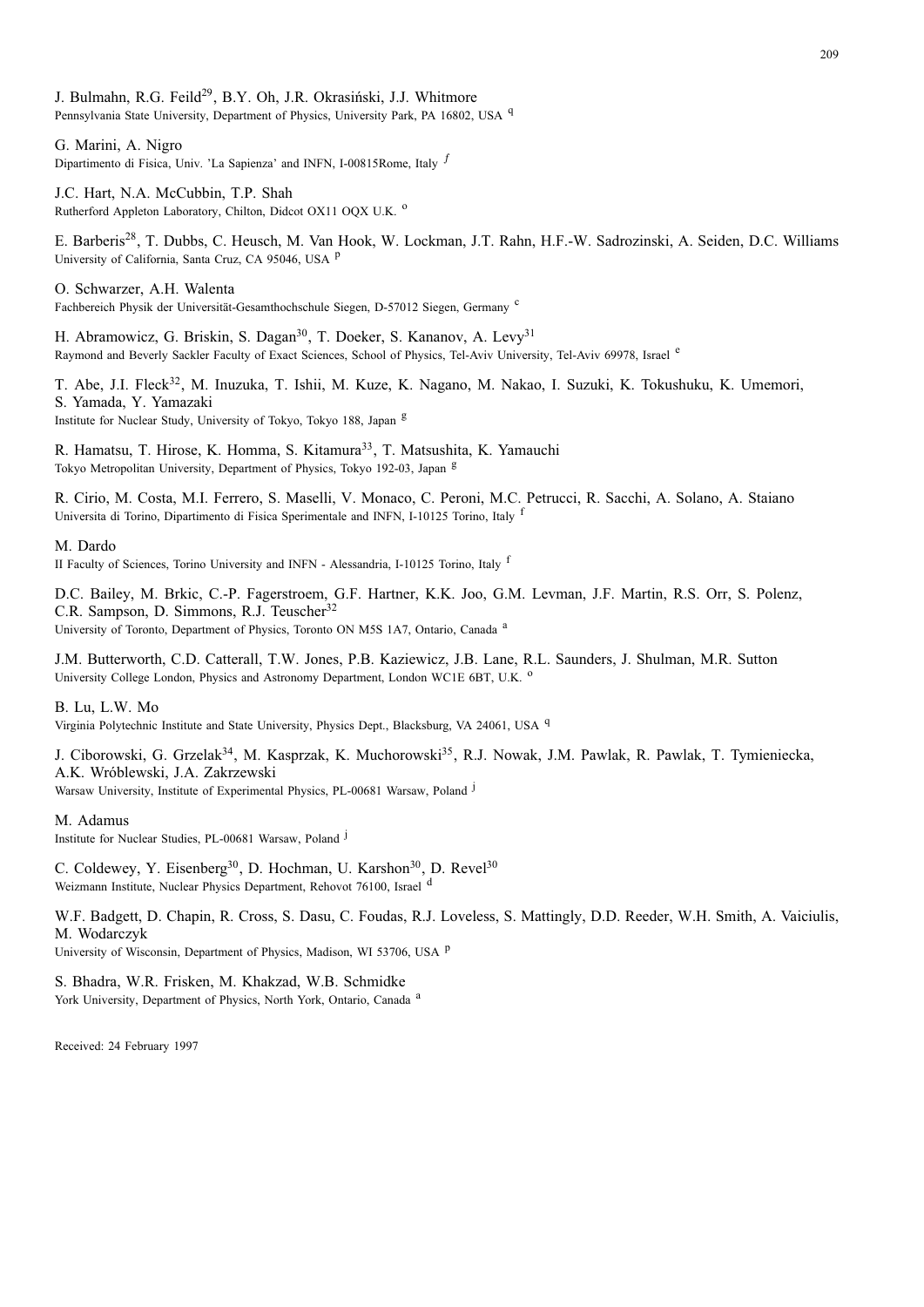J. Bulmahn, R.G. Feild[29], B.Y. Oh, J.R. Okrasiński, J.J. Whitmore
Pennsylvania State University, Department of Physics, University Park, PA 16802, USA [q]

G. Marini, A. Nigro
Dipartimento di Fisica, Univ. 'La Sapienza' and INFN, I-00815Rome, Italy [f]

J.C. Hart, N.A. McCubbin, T.P. Shah
Rutherford Appleton Laboratory, Chilton, Didcot OX11 OQX U.K. [o]

E. Barberis[28], T. Dubbs, C. Heusch, M. Van Hook, W. Lockman, J.T. Rahn, H.F.-W. Sadrozinski, A. Seiden, D.C. Williams
University of California, Santa Cruz, CA 95046, USA [p]

O. Schwarzer, A.H. Walenta
Fachbereich Physik der Universität-Gesamthochschule Siegen, D-57012 Siegen, Germany [c]

H. Abramowicz, G. Briskin, S. Dagan[30], T. Doeker, S. Kananov, A. Levy[31]
Raymond and Beverly Sackler Faculty of Exact Sciences, School of Physics, Tel-Aviv University, Tel-Aviv 69978, Israel [e]

T. Abe, J.I. Fleck[32], M. Inuzuka, T. Ishii, M. Kuze, K. Nagano, M. Nakao, I. Suzuki, K. Tokushuku, K. Umemori, S. Yamada, Y. Yamazaki
Institute for Nuclear Study, University of Tokyo, Tokyo 188, Japan [g]

R. Hamatsu, T. Hirose, K. Homma, S. Kitamura[33], T. Matsushita, K. Yamauchi
Tokyo Metropolitan University, Department of Physics, Tokyo 192-03, Japan [g]

R. Cirio, M. Costa, M.I. Ferrero, S. Maselli, V. Monaco, C. Peroni, M.C. Petrucci, R. Sacchi, A. Solano, A. Staiano
Universita di Torino, Dipartimento di Fisica Sperimentale and INFN, I-10125 Torino, Italy [f]

M. Dardo
II Faculty of Sciences, Torino University and INFN - Alessandria, I-10125 Torino, Italy [f]

D.C. Bailey, M. Brkic, C.-P. Fagerstroem, G.F. Hartner, K.K. Joo, G.M. Levman, J.F. Martin, R.S. Orr, S. Polenz, C.R. Sampson, D. Simmons, R.J. Teuscher[32]
University of Toronto, Department of Physics, Toronto ON M5S 1A7, Ontario, Canada [a]

J.M. Butterworth, C.D. Catterall, T.W. Jones, P.B. Kaziewicz, J.B. Lane, R.L. Saunders, J. Shulman, M.R. Sutton
University College London, Physics and Astronomy Department, London WC1E 6BT, U.K. [o]

B. Lu, L.W. Mo
Virginia Polytechnic Institute and State University, Physics Dept., Blacksburg, VA 24061, USA [q]

J. Ciborowski, G. Grzelak[34], M. Kasprzak, K. Muchorowski[35], R.J. Nowak, J.M. Pawlak, R. Pawlak, T. Tymieniecka, A.K. Wróblewski, J.A. Zakrzewski
Warsaw University, Institute of Experimental Physics, PL-00681 Warsaw, Poland [j]

M. Adamus
Institute for Nuclear Studies, PL-00681 Warsaw, Poland [j]

C. Coldewey, Y. Eisenberg[30], D. Hochman, U. Karshon[30], D. Revel[30]
Weizmann Institute, Nuclear Physics Department, Rehovot 76100, Israel [d]

W.F. Badgett, D. Chapin, R. Cross, S. Dasu, C. Foudas, R.J. Loveless, S. Mattingly, D.D. Reeder, W.H. Smith, A. Vaiciulis, M. Wodarczyk
University of Wisconsin, Department of Physics, Madison, WI 53706, USA [p]

S. Bhadra, W.R. Frisken, M. Khakzad, W.B. Schmidke
York University, Department of Physics, North York, Ontario, Canada [a]

Received: 24 February 1997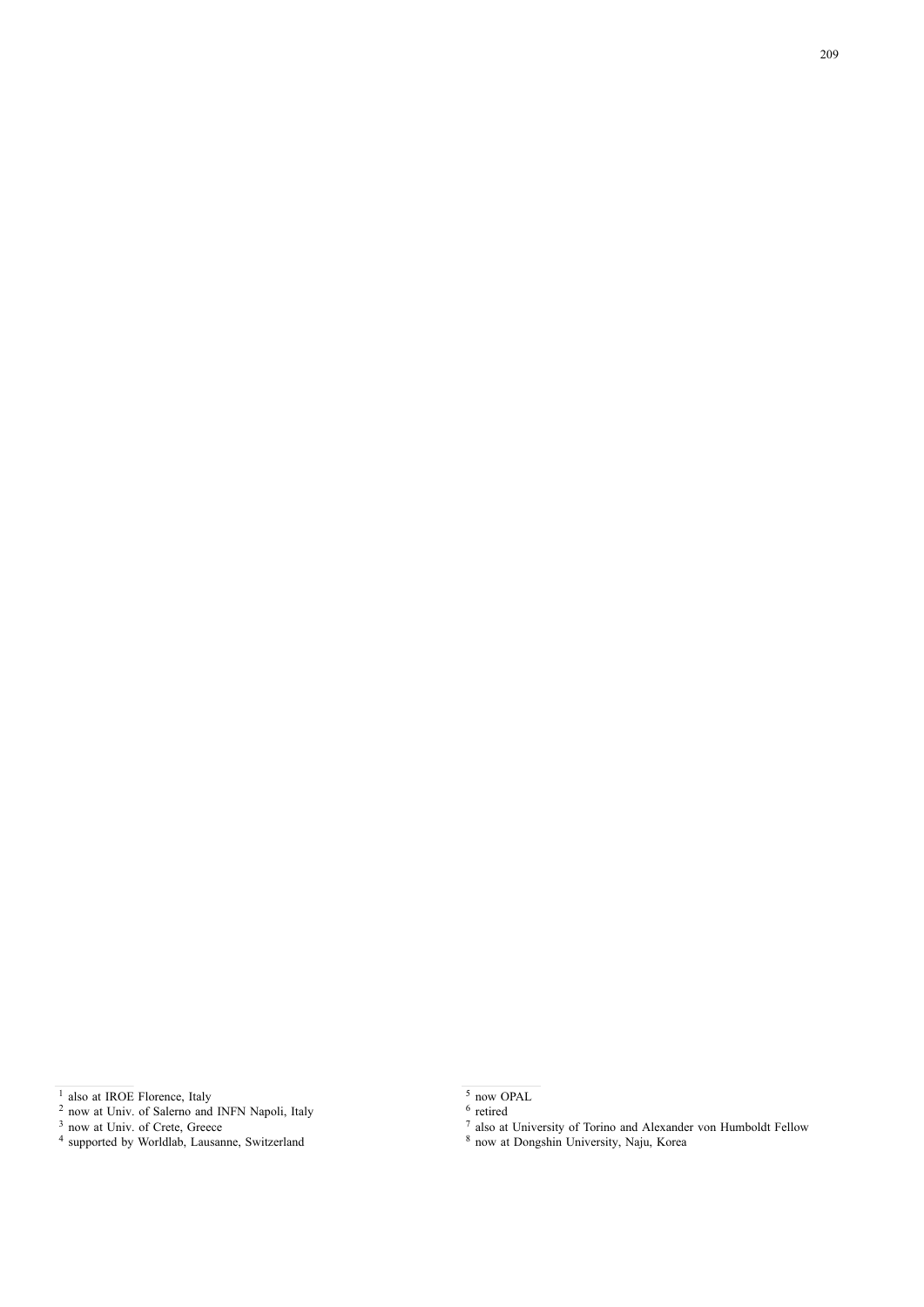[1] also at IROE Florence, Italy
[2] now at Univ. of Salerno and INFN Napoli, Italy
[3] now at Univ. of Crete, Greece
[4] supported by Worldlab, Lausanne, Switzerland

[5] now OPAL
[6] retired
[7] also at University of Torino and Alexander von Humboldt Fellow
[8] now at Dongshin University, Naju, Korea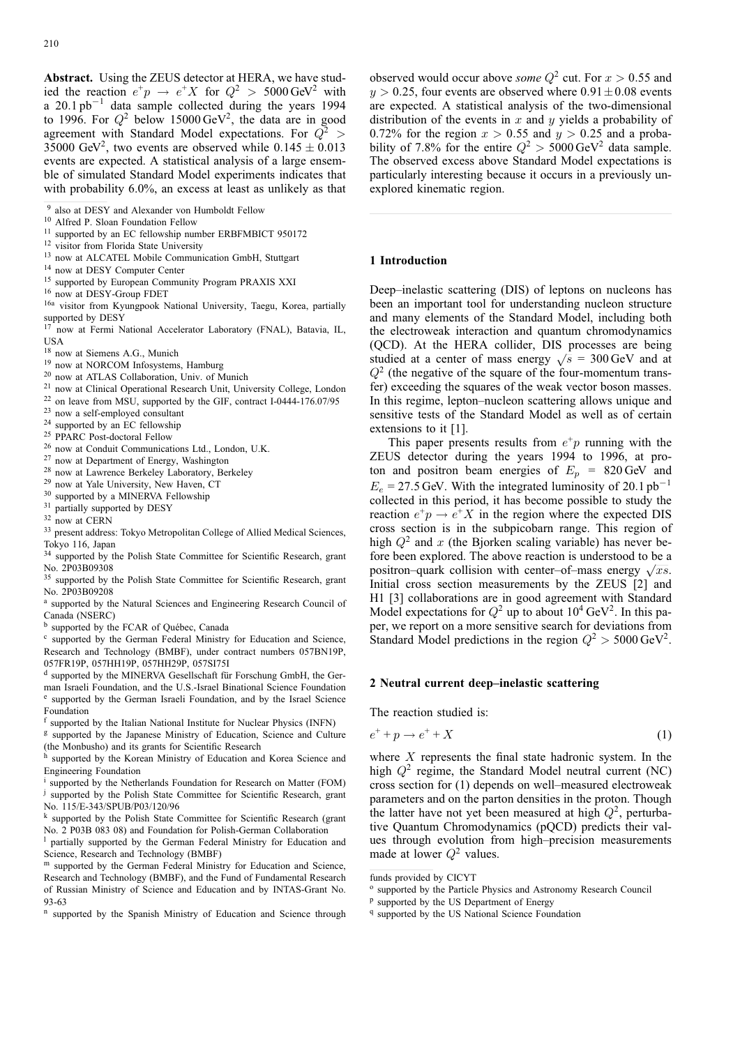**Abstract.** Using the ZEUS detector at HERA, we have studied the reaction $e^+p \rightarrow e^+X$ for $Q^2 > 5000\,\mathrm{GeV}^2$ with a $20.1\,\mathrm{pb}^{-1}$ data sample collected during the years 1994 to 1996. For $Q^2$ below $15000\,\mathrm{GeV}^2$, the data are in good agreement with Standard Model expectations. For $Q^2 > 35000\,\mathrm{GeV}^2$, two events are observed while $0.145 \pm 0.013$ events are expected. A statistical analysis of a large ensemble of simulated Standard Model experiments indicates that with probability 6.0%, an excess at least as unlikely as that observed would occur above *some* $Q^2$ cut. For $x > 0.55$ and $y > 0.25$, four events are observed where $0.91 \pm 0.08$ events are expected. A statistical analysis of the two-dimensional distribution of the events in $x$ and $y$ yields a probability of 0.72% for the region $x > 0.55$ and $y > 0.25$ and a probability of 7.8% for the entire $Q^2 > 5000\,\mathrm{GeV}^2$ data sample. The observed excess above Standard Model expectations is particularly interesting because it occurs in a previously unexplored kinematic region.

[9] also at DESY and Alexander von Humboldt Fellow
[10] Alfred P. Sloan Foundation Fellow
[11] supported by an EC fellowship number ERBFMBICT 950172
[12] visitor from Florida State University
[13] now at ALCATEL Mobile Communication GmbH, Stuttgart
[14] now at DESY Computer Center
[15] supported by European Community Program PRAXIS XXI
[16] now at DESY-Group FDET
[16a] visitor from Kyungpook National University, Taegu, Korea, partially supported by DESY
[17] now at Fermi National Accelerator Laboratory (FNAL), Batavia, IL, USA
[18] now at Siemens A.G., Munich
[19] now at NORCOM Infosystems, Hamburg
[20] now at ATLAS Collaboration, Univ. of Munich
[21] now at Clinical Operational Research Unit, University College, London
[22] on leave from MSU, supported by the GIF, contract I-0444-176.07/95
[23] now a self-employed consultant
[24] supported by an EC fellowship
[25] PPARC Post-doctoral Fellow
[26] now at Conduit Communications Ltd., London, U.K.
[27] now at Department of Energy, Washington
[28] now at Lawrence Berkeley Laboratory, Berkeley
[29] now at Yale University, New Haven, CT
[30] supported by a MINERVA Fellowship
[31] partially supported by DESY
[32] now at CERN
[33] present address: Tokyo Metropolitan College of Allied Medical Sciences, Tokyo 116, Japan
[34] supported by the Polish State Committee for Scientific Research, grant No. 2P03B09308
[35] supported by the Polish State Committee for Scientific Research, grant No. 2P03B09208
[a] supported by the Natural Sciences and Engineering Research Council of Canada (NSERC)
[b] supported by the FCAR of Québec, Canada
[c] supported by the German Federal Ministry for Education and Science, Research and Technology (BMBF), under contract numbers 057BN19P, 057FR19P, 057HH19P, 057HH29P, 057SI75I
[d] supported by the MINERVA Gesellschaft für Forschung GmbH, the German Israeli Foundation, and the U.S.-Israel Binational Science Foundation
[e] supported by the German Israeli Foundation, and by the Israel Science Foundation
[f] supported by the Italian National Institute for Nuclear Physics (INFN)
[g] supported by the Japanese Ministry of Education, Science and Culture (the Monbusho) and its grants for Scientific Research
[h] supported by the Korean Ministry of Education and Korea Science and Engineering Foundation
[i] supported by the Netherlands Foundation for Research on Matter (FOM)
[j] supported by the Polish State Committee for Scientific Research, grant No. 115/E-343/SPUB/P03/120/96
[k] supported by the Polish State Committee for Scientific Research (grant No. 2 P03B 083 08) and Foundation for Polish-German Collaboration
[l] partially supported by the German Federal Ministry for Education and Science, Research and Technology (BMBF)
[m] supported by the German Federal Ministry for Education and Science, Research and Technology (BMBF), and the Fund of Fundamental Research of Russian Ministry of Science and Education and by INTAS-Grant No. 93-63
[n] supported by the Spanish Ministry of Education and Science through funds provided by CICYT
[o] supported by the Particle Physics and Astronomy Research Council
[p] supported by the US Department of Energy
[q] supported by the US National Science Foundation

## 1 Introduction

Deep–inelastic scattering (DIS) of leptons on nucleons has been an important tool for understanding nucleon structure and many elements of the Standard Model, including both the electroweak interaction and quantum chromodynamics (QCD). At the HERA collider, DIS processes are being studied at a center of mass energy $\sqrt{s} = 300\,\mathrm{GeV}$ and at $Q^2$ (the negative of the square of the four-momentum transfer) exceeding the squares of the weak vector boson masses. In this regime, lepton–nucleon scattering allows unique and sensitive tests of the Standard Model as well as of certain extensions to it [1].

This paper presents results from $e^+p$ running with the ZEUS detector during the years 1994 to 1996, at proton and positron beam energies of $E_p = 820\,\mathrm{GeV}$ and $E_e = 27.5\,\mathrm{GeV}$. With the integrated luminosity of $20.1\,\mathrm{pb}^{-1}$ collected in this period, it has become possible to study the reaction $e^+p \rightarrow e^+X$ in the region where the expected DIS cross section is in the subpicobarn range. This region of high $Q^2$ and $x$ (the Bjorken scaling variable) has never before been explored. The above reaction is understood to be a positron–quark collision with center–of–mass energy $\sqrt{xs}$. Initial cross section measurements by the ZEUS [2] and H1 [3] collaborations are in good agreement with Standard Model expectations for $Q^2$ up to about $10^4\,\mathrm{GeV}^2$. In this paper, we report on a more sensitive search for deviations from Standard Model predictions in the region $Q^2 > 5000\,\mathrm{GeV}^2$.

## 2 Neutral current deep–inelastic scattering

The reaction studied is:

$$e^+ + p \rightarrow e^+ + X \tag{1}$$

where $X$ represents the final state hadronic system. In the high $Q^2$ regime, the Standard Model neutral current (NC) cross section for (1) depends on well–measured electroweak parameters and on the parton densities in the proton. Though the latter have not yet been measured at high $Q^2$, perturbative Quantum Chromodynamics (pQCD) predicts their values through evolution from high–precision measurements made at lower $Q^2$ values.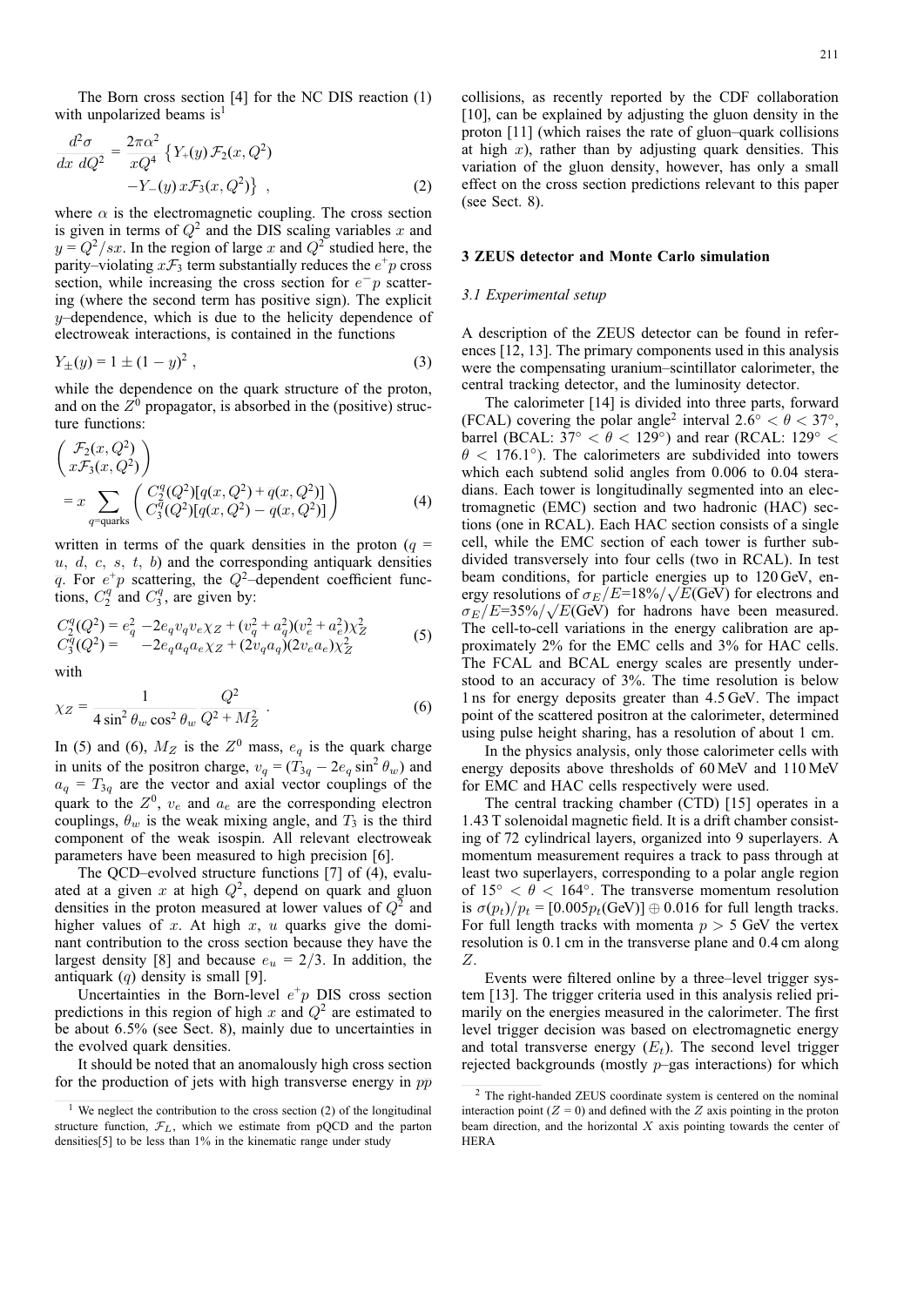The Born cross section [4] for the NC DIS reaction (1) with unpolarized beams is[1]

$$\frac{d^2\sigma}{dx\;dQ^2} = \frac{2\pi\alpha^2}{xQ^4}\left\{Y_+(y)\,\mathcal{F}_2(x,Q^2) - Y_-(y)\,x\mathcal{F}_3(x,Q^2)\right\}\;, \tag{2}$$

where $\alpha$ is the electromagnetic coupling. The cross section is given in terms of $Q^2$ and the DIS scaling variables $x$ and $y = Q^2/sx$. In the region of large $x$ and $Q^2$ studied here, the parity–violating $x\mathcal{F}_3$ term substantially reduces the $e^+p$ cross section, while increasing the cross section for $e^-p$ scattering (where the second term has positive sign). The explicit $y$–dependence, which is due to the helicity dependence of electroweak interactions, is contained in the functions

$$Y_\pm(y) = 1 \pm (1-y)^2\;, \tag{3}$$

while the dependence on the quark structure of the proton, and on the $Z^0$ propagator, is absorbed in the (positive) structure functions:

$$\begin{pmatrix}\mathcal{F}_2(x,Q^2)\\ x\mathcal{F}_3(x,Q^2)\end{pmatrix} = x\sum_{q=\text{quarks}}\begin{pmatrix}C_2^q(Q^2)[q(x,Q^2)+\bar{q}(x,Q^2)]\\ C_3^q(Q^2)[q(x,Q^2)-\bar{q}(x,Q^2)]\end{pmatrix} \tag{4}$$

written in terms of the quark densities in the proton ($q = u,\ d,\ c,\ s,\ t,\ b$) and the corresponding antiquark densities $\bar{q}$. For $e^+p$ scattering, the $Q^2$–dependent coefficient functions, $C_2^q$ and $C_3^q$, are given by:

$$\begin{aligned}C_2^q(Q^2) &= e_q^2 - 2e_q v_q v_e \chi_Z + (v_q^2+a_q^2)(v_e^2+a_e^2)\chi_Z^2\\ C_3^q(Q^2) &= \quad\;\; - 2e_q a_q a_e \chi_Z + (2v_q a_q)(2v_e a_e)\chi_Z^2\end{aligned} \tag{5}$$

with

$$\chi_Z = \frac{1}{4\sin^2\theta_w\cos^2\theta_w}\,\frac{Q^2}{Q^2+M_Z^2}\;. \tag{6}$$

In (5) and (6), $M_Z$ is the $Z^0$ mass, $e_q$ is the quark charge in units of the positron charge, $v_q = (T_{3q} - 2e_q\sin^2\theta_w)$ and $a_q = T_{3q}$ are the vector and axial vector couplings of the quark to the $Z^0$, $v_e$ and $a_e$ are the corresponding electron couplings, $\theta_w$ is the weak mixing angle, and $T_3$ is the third component of the weak isospin. All relevant electroweak parameters have been measured to high precision [6].

The QCD–evolved structure functions [7] of (4), evaluated at a given $x$ at high $Q^2$, depend on quark and gluon densities in the proton measured at lower values of $Q^2$ and higher values of $x$. At high $x$, $u$ quarks give the dominant contribution to the cross section because they have the largest density [8] and because $e_u = 2/3$. In addition, the antiquark ($\bar{q}$) density is small [9].

Uncertainties in the Born-level $e^+p$ DIS cross section predictions in this region of high $x$ and $Q^2$ are estimated to be about 6.5% (see Sect. 8), mainly due to uncertainties in the evolved quark densities.

It should be noted that an anomalously high cross section for the production of jets with high transverse energy in $p\bar{p}$ collisions, as recently reported by the CDF collaboration [10], can be explained by adjusting the gluon density in the proton [11] (which raises the rate of gluon–quark collisions at high $x$), rather than by adjusting quark densities. This variation of the gluon density, however, has only a small effect on the cross section predictions relevant to this paper (see Sect. 8).

[1] We neglect the contribution to the cross section (2) of the longitudinal structure function, $\mathcal{F}_L$, which we estimate from pQCD and the parton densities[5] to be less than 1% in the kinematic range under study

## 3 ZEUS detector and Monte Carlo simulation

### 3.1 Experimental setup

A description of the ZEUS detector can be found in references [12, 13]. The primary components used in this analysis were the compensating uranium–scintillator calorimeter, the central tracking detector, and the luminosity detector.

The calorimeter [14] is divided into three parts, forward (FCAL) covering the polar angle[2] interval $2.6^\circ < \theta < 37^\circ$, barrel (BCAL: $37^\circ < \theta < 129^\circ$) and rear (RCAL: $129^\circ < \theta < 176.1^\circ$). The calorimeters are subdivided into towers which each subtend solid angles from 0.006 to 0.04 steradians. Each tower is longitudinally segmented into an electromagnetic (EMC) section and two hadronic (HAC) sections (one in RCAL). Each HAC section consists of a single cell, while the EMC section of each tower is further subdivided transversely into four cells (two in RCAL). In test beam conditions, for particle energies up to 120 GeV, energy resolutions of $\sigma_E/E$=18%/$\sqrt{E(\text{GeV})}$ for electrons and $\sigma_E/E$=35%/$\sqrt{E(\text{GeV})}$ for hadrons have been measured. The cell-to-cell variations in the energy calibration are approximately 2% for the EMC cells and 3% for HAC cells. The FCAL and BCAL energy scales are presently understood to an accuracy of 3%. The time resolution is below 1 ns for energy deposits greater than 4.5 GeV. The impact point of the scattered positron at the calorimeter, determined using pulse height sharing, has a resolution of about 1 cm.

In the physics analysis, only those calorimeter cells with energy deposits above thresholds of 60 MeV and 110 MeV for EMC and HAC cells respectively were used.

The central tracking chamber (CTD) [15] operates in a 1.43 T solenoidal magnetic field. It is a drift chamber consisting of 72 cylindrical layers, organized into 9 superlayers. A momentum measurement requires a track to pass through at least two superlayers, corresponding to a polar angle region of $15^\circ < \theta < 164^\circ$. The transverse momentum resolution is $\sigma(p_t)/p_t = [0.005p_t(\text{GeV})] \oplus 0.016$ for full length tracks. For full length tracks with momenta $p > 5$ GeV the vertex resolution is 0.1 cm in the transverse plane and 0.4 cm along $Z$.

Events were filtered online by a three–level trigger system [13]. The trigger criteria used in this analysis relied primarily on the energies measured in the calorimeter. The first level trigger decision was based on electromagnetic energy and total transverse energy ($E_t$). The second level trigger rejected backgrounds (mostly $p$–gas interactions) for which

[2] The right-handed ZEUS coordinate system is centered on the nominal interaction point ($Z$ = 0) and defined with the $Z$ axis pointing in the proton beam direction, and the horizontal $X$ axis pointing towards the center of HERA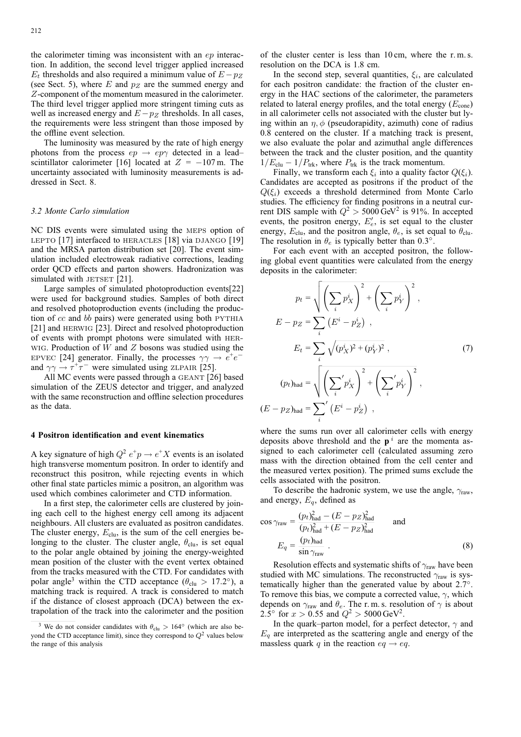the calorimeter timing was inconsistent with an $ep$ interaction. In addition, the second level trigger applied increased $E_t$ thresholds and also required a minimum value of $E-p_Z$ (see Sect. 5), where $E$ and $p_Z$ are the summed energy and $Z$-component of the momentum measured in the calorimeter. The third level trigger applied more stringent timing cuts as well as increased energy and $E-p_Z$ thresholds. In all cases, the requirements were less stringent than those imposed by the offline event selection.

The luminosity was measured by the rate of high energy photons from the process $ep \to ep\gamma$ detected in a lead–scintillator calorimeter [16] located at $Z = -107\,\mathrm{m}$. The uncertainty associated with luminosity measurements is addressed in Sect. 8.

### 3.2 Monte Carlo simulation

NC DIS events were simulated using the MEPS option of LEPTO [17] interfaced to HERACLES [18] via DJANGO [19] and the MRSA parton distribution set [20]. The event simulation included electroweak radiative corrections, leading order QCD effects and parton showers. Hadronization was simulated with JETSET [21].

Large samples of simulated photoproduction events[22] were used for background studies. Samples of both direct and resolved photoproduction events (including the production of $cc$ and $bb$ pairs) were generated using both PYTHIA [21] and HERWIG [23]. Direct and resolved photoproduction of events with prompt photons were simulated with HERWIG. Production of $W$ and $Z$ bosons was studied using the EPVEC [24] generator. Finally, the processes $\gamma\gamma \to e^+e^-$ and $\gamma\gamma \to \tau^+\tau^-$ were simulated using ZLPAIR [25].

All MC events were passed through a GEANT [26] based simulation of the ZEUS detector and trigger, and analyzed with the same reconstruction and offline selection procedures as the data.

## 4 Positron identification and event kinematics

A key signature of high $Q^2$ $e^+p \to e^+X$ events is an isolated high transverse momentum positron. In order to identify and reconstruct this positron, while rejecting events in which other final state particles mimic a positron, an algorithm was used which combines calorimeter and CTD information.

In a first step, the calorimeter cells are clustered by joining each cell to the highest energy cell among its adjacent neighbours. All clusters are evaluated as positron candidates. The cluster energy, $E_{\mathrm{clu}}$, is the sum of the cell energies belonging to the cluster. The cluster angle, $\theta_{\mathrm{clu}}$, is set equal to the polar angle obtained by joining the energy-weighted mean position of the cluster with the event vertex obtained from the tracks measured with the CTD. For candidates with polar angle[3] within the CTD acceptance ($\theta_{\mathrm{clu}} > 17.2°$), a matching track is required. A track is considered to match if the distance of closest approach (DCA) between the extrapolation of the track into the calorimeter and the position of the cluster center is less than 10 cm, where the r. m. s. resolution on the DCA is 1.8 cm.

[3] We do not consider candidates with $\theta_{\mathrm{clu}} > 164°$ (which are also beyond the CTD acceptance limit), since they correspond to $Q^2$ values below the range of this analysis

In the second step, several quantities, $\xi_i$, are calculated for each positron candidate: the fraction of the cluster energy in the HAC sections of the calorimeter, the parameters related to lateral energy profiles, and the total energy ($E_{\mathrm{cone}}$) in all calorimeter cells not associated with the cluster but lying within an $\eta, \phi$ (pseudorapidity, azimuth) cone of radius 0.8 centered on the cluster. If a matching track is present, we also evaluate the polar and azimuthal angle differences between the track and the cluster position, and the quantity $1/E_{\mathrm{clu}} - 1/P_{\mathrm{trk}}$, where $P_{\mathrm{trk}}$ is the track momentum.

Finally, we transform each $\xi_i$ into a quality factor $Q(\xi_i)$. Candidates are accepted as positrons if the product of the $Q(\xi_i)$ exceeds a threshold determined from Monte Carlo studies. The efficiency for finding positrons in a neutral current DIS sample with $Q^2 > 5000\,\mathrm{GeV}^2$ is 91%. In accepted events, the positron energy, $E'_e$, is set equal to the cluster energy, $E_{\mathrm{clu}}$, and the positron angle, $\theta_e$, is set equal to $\theta_{\mathrm{clu}}$. The resolution in $\theta_e$ is typically better than 0.3°.

For each event with an accepted positron, the following global event quantities were calculated from the energy deposits in the calorimeter:

$$
\begin{aligned}
p_t &= \sqrt{\left(\sum_i p_X^i\right)^2 + \left(\sum_i p_Y^i\right)^2}\ , \\
E - p_Z &= \sum_i \left(E^i - p_Z^i\right)\ , \\
E_t &= \sum_i \sqrt{(p_X^i)^2 + (p_Y^i)^2}\ , \\
(p_t)_{\mathrm{had}} &= \sqrt{\left({\sum_i}' p_X^i\right)^2 + \left({\sum_i}' p_Y^i\right)^2}\ , \\
(E - p_Z)_{\mathrm{had}} &= {\sum_i}' \left(E^i - p_Z^i\right)\ ,
\end{aligned}
\tag{7}
$$

where the sums run over all calorimeter cells with energy deposits above threshold and the $\mathbf{p}^i$ are the momenta assigned to each calorimeter cell (calculated assuming zero mass with the direction obtained from the cell center and the measured vertex position). The primed sums exclude the cells associated with the positron.

To describe the hadronic system, we use the angle, $\gamma_{\mathrm{raw}}$, and energy, $E_q$, defined as

$$
\cos\gamma_{\mathrm{raw}} = \frac{(p_t)^2_{\mathrm{had}} - (E-p_Z)^2_{\mathrm{had}}}{(p_t)^2_{\mathrm{had}} + (E-p_Z)^2_{\mathrm{had}}} \qquad \text{and}
$$

$$
E_q = \frac{(p_t)_{\mathrm{had}}}{\sin\gamma_{\mathrm{raw}}}\ . \tag{8}
$$

Resolution effects and systematic shifts of $\gamma_{\mathrm{raw}}$ have been studied with MC simulations. The reconstructed $\gamma_{\mathrm{raw}}$ is systematically higher than the generated value by about 2.7°. To remove this bias, we compute a corrected value, $\gamma$, which depends on $\gamma_{\mathrm{raw}}$ and $\theta_e$. The r. m. s. resolution of $\gamma$ is about 2.5° for $x > 0.55$ and $Q^2 > 5000\,\mathrm{GeV}^2$.

In the quark–parton model, for a perfect detector, $\gamma$ and $E_q$ are interpreted as the scattering angle and energy of the massless quark $q$ in the reaction $eq \to eq$.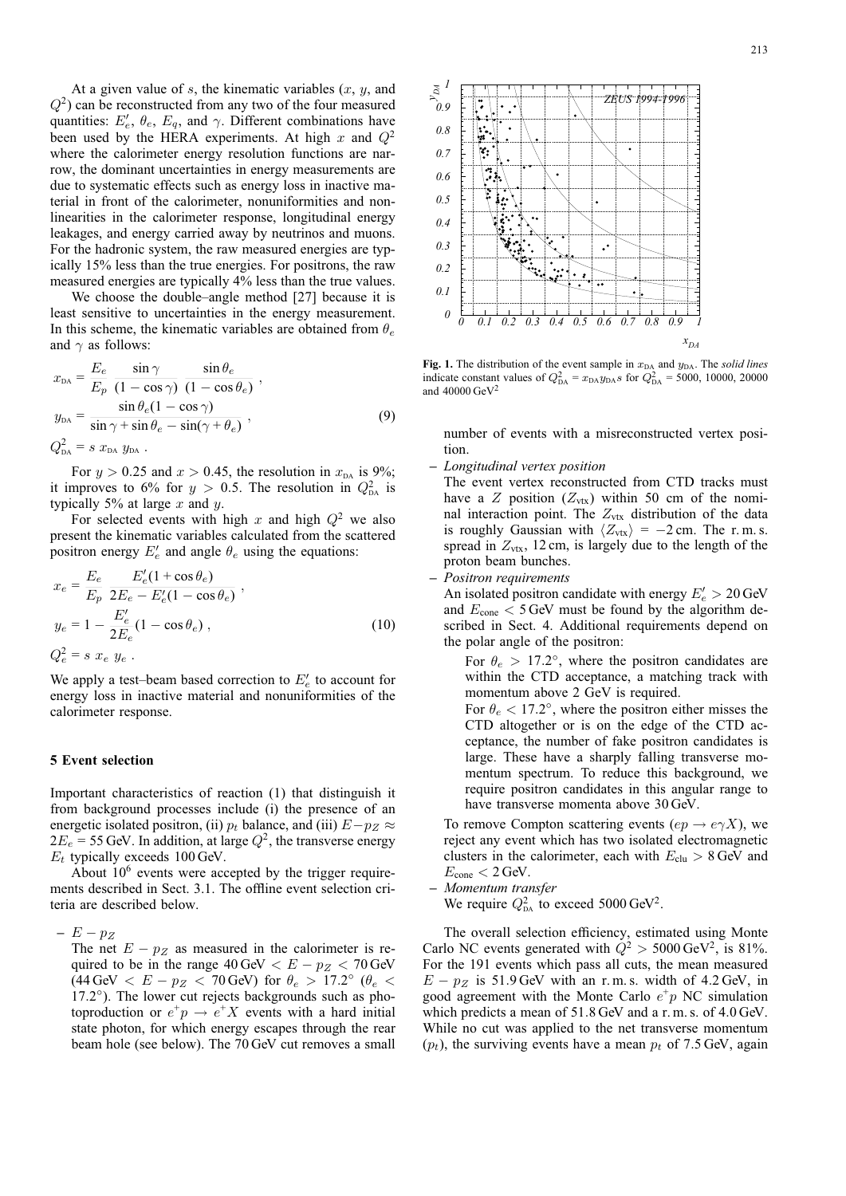At a given value of $s$, the kinematic variables ($x$, $y$, and $Q^2$) can be reconstructed from any two of the four measured quantities: $E'_e$, $\theta_e$, $E_q$, and $\gamma$. Different combinations have been used by the HERA experiments. At high $x$ and $Q^2$ where the calorimeter energy resolution functions are narrow, the dominant uncertainties in energy measurements are due to systematic effects such as energy loss in inactive material in front of the calorimeter, nonuniformities and nonlinearities in the calorimeter response, longitudinal energy leakages, and energy carried away by neutrinos and muons. For the hadronic system, the raw measured energies are typically 15% less than the true energies. For positrons, the raw measured energies are typically 4% less than the true values.

We choose the double–angle method [27] because it is least sensitive to uncertainties in the energy measurement. In this scheme, the kinematic variables are obtained from $\theta_e$ and $\gamma$ as follows:

$$
\begin{aligned}
x_{\rm DA} &= \frac{E_e}{E_p}\,\frac{\sin\gamma}{(1-\cos\gamma)}\,\frac{\sin\theta_e}{(1-\cos\theta_e)}\,,\\
y_{\rm DA} &= \frac{\sin\theta_e(1-\cos\gamma)}{\sin\gamma+\sin\theta_e-\sin(\gamma+\theta_e)}\,,\\
Q^2_{\rm DA} &= s\;x_{\rm DA}\;y_{\rm DA}\,.
\end{aligned}
\tag{9}
$$

For $y > 0.25$ and $x > 0.45$, the resolution in $x_{\rm DA}$ is 9%; it improves to 6% for $y > 0.5$. The resolution in $Q^2_{\rm DA}$ is typically 5% at large $x$ and $y$.

For selected events with high $x$ and high $Q^2$ we also present the kinematic variables calculated from the scattered positron energy $E'_e$ and angle $\theta_e$ using the equations:

$$
\begin{aligned}
x_e &= \frac{E_e}{E_p}\,\frac{E'_e(1+\cos\theta_e)}{2E_e-E'_e(1-\cos\theta_e)}\,,\\
y_e &= 1-\frac{E'_e}{2E_e}(1-\cos\theta_e)\,,\\
Q^2_e &= s\;x_e\;y_e\,.
\end{aligned}
\tag{10}
$$

We apply a test–beam based correction to $E'_e$ to account for energy loss in inactive material and nonuniformities of the calorimeter response.

## 5 Event selection

Important characteristics of reaction (1) that distinguish it from background processes include (i) the presence of an energetic isolated positron, (ii) $p_t$ balance, and (iii) $E-p_Z \approx 2E_e = 55$ GeV. In addition, at large $Q^2$, the transverse energy $E_t$ typically exceeds 100 GeV.

About $10^6$ events were accepted by the trigger requirements described in Sect. 3.1. The offline event selection criteria are described below.

– $E - p_Z$
  The net $E - p_Z$ as measured in the calorimeter is required to be in the range 40 GeV $< E - p_Z <$ 70 GeV (44 GeV $< E - p_Z <$ 70 GeV) for $\theta_e > 17.2°$ ($\theta_e < 17.2°$). The lower cut rejects backgrounds such as photoproduction or $e^+p \to e^+X$ events with a hard initial state photon, for which energy escapes through the rear beam hole (see below). The 70 GeV cut removes a small number of events with a misreconstructed vertex position.

– *Longitudinal vertex position*
  The event vertex reconstructed from CTD tracks must have a $Z$ position ($Z_{\rm vtx}$) within 50 cm of the nominal interaction point. The $Z_{\rm vtx}$ distribution of the data is roughly Gaussian with $\langle Z_{\rm vtx}\rangle = -2$ cm. The r. m. s. spread in $Z_{\rm vtx}$, 12 cm, is largely due to the length of the proton beam bunches.

– *Positron requirements*
  An isolated positron candidate with energy $E'_e > 20$ GeV and $E_{\rm cone} < 5$ GeV must be found by the algorithm described in Sect. 4. Additional requirements depend on the polar angle of the positron:

  For $\theta_e > 17.2°$, where the positron candidates are within the CTD acceptance, a matching track with momentum above 2 GeV is required.

  For $\theta_e < 17.2°$, where the positron either misses the CTD altogether or is on the edge of the CTD acceptance, the number of fake positron candidates is large. These have a sharply falling transverse momentum spectrum. To reduce this background, we require positron candidates in this angular range to have transverse momenta above 30 GeV.

  To remove Compton scattering events ($ep \to e\gamma X$), we reject any event which has two isolated electromagnetic clusters in the calorimeter, each with $E_{\rm clu} > 8$ GeV and $E_{\rm cone} < 2$ GeV.

– *Momentum transfer*
  We require $Q^2_{\rm DA}$ to exceed 5000 GeV$^2$.

Fig. 1. The distribution of the event sample in $x_{\rm DA}$ and $y_{\rm DA}$. The *solid lines* indicate constant values of $Q^2_{\rm DA} = x_{\rm DA}y_{\rm DA}s$ for $Q^2_{\rm DA}$ = 5000, 10000, 20000 and 40000 GeV$^2$

The overall selection efficiency, estimated using Monte Carlo NC events generated with $Q^2 > 5000$ GeV$^2$, is 81%. For the 191 events which pass all cuts, the mean measured $E - p_Z$ is 51.9 GeV with an r. m. s. width of 4.2 GeV, in good agreement with the Monte Carlo $e^+p$ NC simulation which predicts a mean of 51.8 GeV and a r. m. s. of 4.0 GeV. While no cut was applied to the net transverse momentum ($p_t$), the surviving events have a mean $p_t$ of 7.5 GeV, again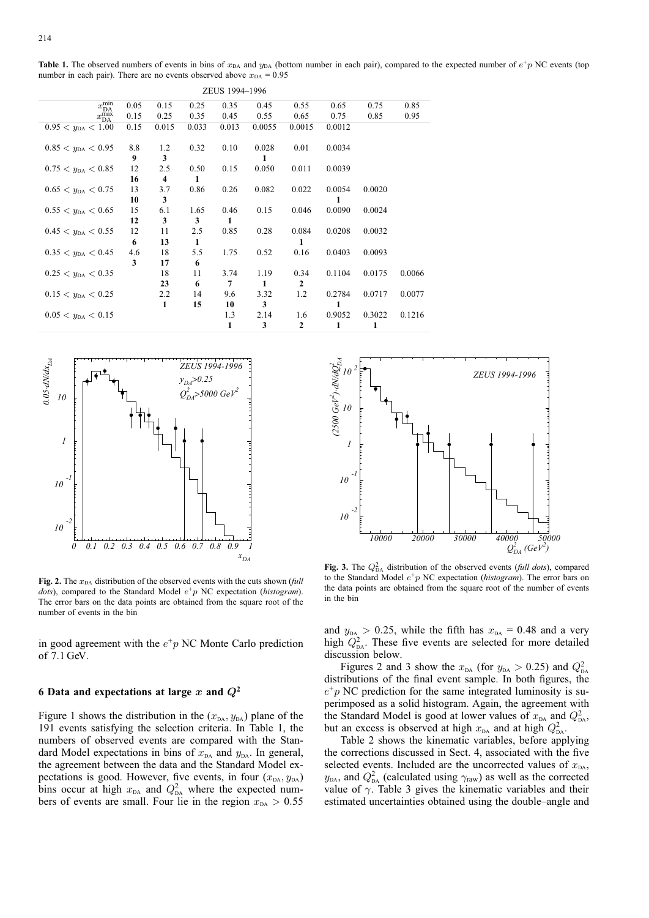**Table 1.** The observed numbers of events in bins of $x_{\rm DA}$ and $y_{\rm DA}$ (bottom number in each pair), compared to the expected number of $e^+p$ NC events (top number in each pair). There are no events observed above $x_{\rm DA}$ = 0.95

ZEUS 1994–1996

| $x_{\rm DA}^{\rm min}$ / $x_{\rm DA}^{\rm max}$ | 0.05 / 0.15 | 0.15 / 0.25 | 0.25 / 0.35 | 0.35 / 0.45 | 0.45 / 0.55 | 0.55 / 0.65 | 0.65 / 0.75 | 0.75 / 0.85 | 0.85 / 0.95 |
|---|---|---|---|---|---|---|---|---|---|
| $0.95 < y_{\rm DA} < 1.00$ | 0.15 | 0.015 | 0.033 | 0.013 | 0.0055 | 0.0015 | 0.0012 | | |
| | | | | | | | | | |
| $0.85 < y_{\rm DA} < 0.95$ | 8.8 | 1.2 | 0.32 | 0.10 | 0.028 | 0.01 | 0.0034 | | |
| | **9** | **3** | | | **1** | | | | |
| $0.75 < y_{\rm DA} < 0.85$ | 12 | 2.5 | 0.50 | 0.15 | 0.050 | 0.011 | 0.0039 | | |
| | **16** | **4** | **1** | | | | | | |
| $0.65 < y_{\rm DA} < 0.75$ | 13 | 3.7 | 0.86 | 0.26 | 0.082 | 0.022 | 0.0054 | 0.0020 | |
| | **10** | **3** | | | | | **1** | | |
| $0.55 < y_{\rm DA} < 0.65$ | 15 | 6.1 | 1.65 | 0.46 | 0.15 | 0.046 | 0.0090 | 0.0024 | |
| | **12** | **3** | **3** | **1** | | | | | |
| $0.45 < y_{\rm DA} < 0.55$ | 12 | 11 | 2.5 | 0.85 | 0.28 | 0.084 | 0.0208 | 0.0032 | |
| | **6** | **13** | **1** | | | **1** | | | |
| $0.35 < y_{\rm DA} < 0.45$ | 4.6 | 18 | 5.5 | 1.75 | 0.52 | 0.16 | 0.0403 | 0.0093 | |
| | **3** | **17** | **6** | | | | | | |
| $0.25 < y_{\rm DA} < 0.35$ | | 18 | 11 | 3.74 | 1.19 | 0.34 | 0.1104 | 0.0175 | 0.0066 |
| | | **23** | **6** | **7** | **1** | **2** | | | |
| $0.15 < y_{\rm DA} < 0.25$ | | 2.2 | 14 | 9.6 | 3.32 | 1.2 | 0.2784 | 0.0717 | 0.0077 |
| | | **1** | **15** | **10** | **3** | | **1** | | |
| $0.05 < y_{\rm DA} < 0.15$ | | | | 1.3 | 2.14 | 1.6 | 0.9052 | 0.3022 | 0.1216 |
| | | | | **1** | **3** | **2** | **1** | **1** | |

**Fig. 2.** The $x_{\rm DA}$ distribution of the observed events with the cuts shown (*full dots*), compared to the Standard Model $e^+p$ NC expectation (*histogram*). The error bars on the data points are obtained from the square root of the number of events in the bin

**Fig. 3.** The $Q^2_{\rm DA}$ distribution of the observed events (*full dots*), compared to the Standard Model $e^+p$ NC expectation (*histogram*). The error bars on the data points are obtained from the square root of the number of events in the bin

in good agreement with the $e^+p$ NC Monte Carlo prediction of 7.1 GeV.

## 6 Data and expectations at large $x$ and $Q^2$

Figure 1 shows the distribution in the $(x_{\rm DA}, y_{\rm DA})$ plane of the 191 events satisfying the selection criteria. In Table 1, the numbers of observed events are compared with the Standard Model expectations in bins of $x_{\rm DA}$ and $y_{\rm DA}$. In general, the agreement between the data and the Standard Model expectations is good. However, five events, in four $(x_{\rm DA}, y_{\rm DA})$ bins occur at high $x_{\rm DA}$ and $Q^2_{\rm DA}$ where the expected numbers of events are small. Four lie in the region $x_{\rm DA} > 0.55$ and $y_{\rm DA} > 0.25$, while the fifth has $x_{\rm DA} = 0.48$ and a very high $Q^2_{\rm DA}$. These five events are selected for more detailed discussion below.

Figures 2 and 3 show the $x_{\rm DA}$ (for $y_{\rm DA} > 0.25$) and $Q^2_{\rm DA}$ distributions of the final event sample. In both figures, the $e^+p$ NC prediction for the same integrated luminosity is superimposed as a solid histogram. Again, the agreement with the Standard Model is good at lower values of $x_{\rm DA}$ and $Q^2_{\rm DA}$, but an excess is observed at high $x_{\rm DA}$ and at high $Q^2_{\rm DA}$.

Table 2 shows the kinematic variables, before applying the corrections discussed in Sect. 4, associated with the five selected events. Included are the uncorrected values of $x_{\rm DA}$, $y_{\rm DA}$, and $Q^2_{\rm DA}$ (calculated using $\gamma_{\rm raw}$) as well as the corrected value of $\gamma$. Table 3 gives the kinematic variables and their estimated uncertainties obtained using the double–angle and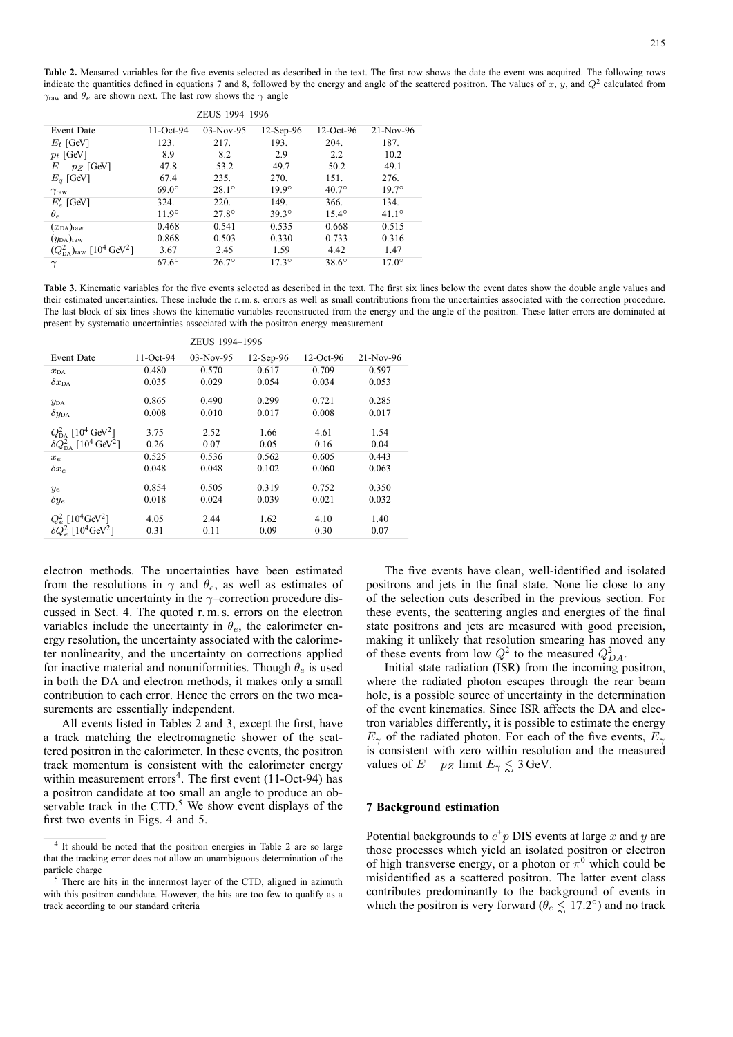**Table 2.** Measured variables for the five events selected as described in the text. The first row shows the date the event was acquired. The following rows indicate the quantities defined in equations 7 and 8, followed by the energy and angle of the scattered positron. The values of $x$, $y$, and $Q^2$ calculated from $\gamma_{\rm raw}$ and $\theta_e$ are shown next. The last row shows the $\gamma$ angle

ZEUS 1994–1996

| Event Date | 11-Oct-94 | 03-Nov-95 | 12-Sep-96 | 12-Oct-96 | 21-Nov-96 |
|---|---|---|---|---|---|
| $E_t$ [GeV] | 123. | 217. | 193. | 204. | 187. |
| $p_t$ [GeV] | 8.9 | 8.2 | 2.9 | 2.2 | 10.2 |
| $E - p_Z$ [GeV] | 47.8 | 53.2 | 49.7 | 50.2 | 49.1 |
| $E_q$ [GeV] | 67.4 | 235. | 270. | 151. | 276. |
| $\gamma_{\rm raw}$ | 69.0° | 28.1° | 19.9° | 40.7° | 19.7° |
| $E'_e$ [GeV] | 324. | 220. | 149. | 366. | 134. |
| $\theta_e$ | 11.9° | 27.8° | 39.3° | 15.4° | 41.1° |
| $(x_{\rm DA})_{\rm raw}$ | 0.468 | 0.541 | 0.535 | 0.668 | 0.515 |
| $(y_{\rm DA})_{\rm raw}$ | 0.868 | 0.503 | 0.330 | 0.733 | 0.316 |
| $(Q^2_{\rm DA})_{\rm raw}$ [$10^4$ GeV$^2$] | 3.67 | 2.45 | 1.59 | 4.42 | 1.47 |
| $\gamma$ | 67.6° | 26.7° | 17.3° | 38.6° | 17.0° |

**Table 3.** Kinematic variables for the five events selected as described in the text. The first six lines below the event dates show the double angle values and their estimated uncertainties. These include the r. m. s. errors as well as small contributions from the uncertainties associated with the correction procedure. The last block of six lines shows the kinematic variables reconstructed from the energy and the angle of the positron. These latter errors are dominated at present by systematic uncertainties associated with the positron energy measurement

ZEUS 1994–1996

| Event Date | 11-Oct-94 | 03-Nov-95 | 12-Sep-96 | 12-Oct-96 | 21-Nov-96 |
|---|---|---|---|---|---|
| $x_{\rm DA}$ | 0.480 | 0.570 | 0.617 | 0.709 | 0.597 |
| $\delta x_{\rm DA}$ | 0.035 | 0.029 | 0.054 | 0.034 | 0.053 |
| $y_{\rm DA}$ | 0.865 | 0.490 | 0.299 | 0.721 | 0.285 |
| $\delta y_{\rm DA}$ | 0.008 | 0.010 | 0.017 | 0.008 | 0.017 |
| $Q^2_{\rm DA}$ [$10^4$ GeV$^2$] | 3.75 | 2.52 | 1.66 | 4.61 | 1.54 |
| $\delta Q^2_{\rm DA}$ [$10^4$ GeV$^2$] | 0.26 | 0.07 | 0.05 | 0.16 | 0.04 |
| $x_e$ | 0.525 | 0.536 | 0.562 | 0.605 | 0.443 |
| $\delta x_e$ | 0.048 | 0.048 | 0.102 | 0.060 | 0.063 |
| $y_e$ | 0.854 | 0.505 | 0.319 | 0.752 | 0.350 |
| $\delta y_e$ | 0.018 | 0.024 | 0.039 | 0.021 | 0.032 |
| $Q^2_e$ [$10^4$GeV$^2$] | 4.05 | 2.44 | 1.62 | 4.10 | 1.40 |
| $\delta Q^2_e$ [$10^4$GeV$^2$] | 0.31 | 0.11 | 0.09 | 0.30 | 0.07 |

electron methods. The uncertainties have been estimated from the resolutions in $\gamma$ and $\theta_e$, as well as estimates of the systematic uncertainty in the $\gamma$–correction procedure discussed in Sect. 4. The quoted r. m. s. errors on the electron variables include the uncertainty in $\theta_e$, the calorimeter energy resolution, the uncertainty associated with the calorimeter nonlinearity, and the uncertainty on corrections applied for inactive material and nonuniformities. Though $\theta_e$ is used in both the DA and electron methods, it makes only a small contribution to each error. Hence the errors on the two measurements are essentially independent.

All events listed in Tables 2 and 3, except the first, have a track matching the electromagnetic shower of the scattered positron in the calorimeter. In these events, the positron track momentum is consistent with the calorimeter energy within measurement errors[4]. The first event (11-Oct-94) has a positron candidate at too small an angle to produce an observable track in the CTD.[5] We show event displays of the first two events in Figs. 4 and 5.

[4] It should be noted that the positron energies in Table 2 are so large that the tracking error does not allow an unambiguous determination of the particle charge

[5] There are hits in the innermost layer of the CTD, aligned in azimuth with this positron candidate. However, the hits are too few to qualify as a track according to our standard criteria

The five events have clean, well-identified and isolated positrons and jets in the final state. None lie close to any of the selection cuts described in the previous section. For these events, the scattering angles and energies of the final state positrons and jets are measured with good precision, making it unlikely that resolution smearing has moved any of these events from low $Q^2$ to the measured $Q^2_{DA}$.

Initial state radiation (ISR) from the incoming positron, where the radiated photon escapes through the rear beam hole, is a possible source of uncertainty in the determination of the event kinematics. Since ISR affects the DA and electron variables differently, it is possible to estimate the energy $E_\gamma$ of the radiated photon. For each of the five events, $E_\gamma$ is consistent with zero within resolution and the measured values of $E - p_Z$ limit $E_\gamma \lesssim 3$ GeV.

## 7 Background estimation

Potential backgrounds to $e^+p$ DIS events at large $x$ and $y$ are those processes which yield an isolated positron or electron of high transverse energy, or a photon or $\pi^0$ which could be misidentified as a scattered positron. The latter event class contributes predominantly to the background of events in which the positron is very forward ($\theta_e \lesssim 17.2°$) and no track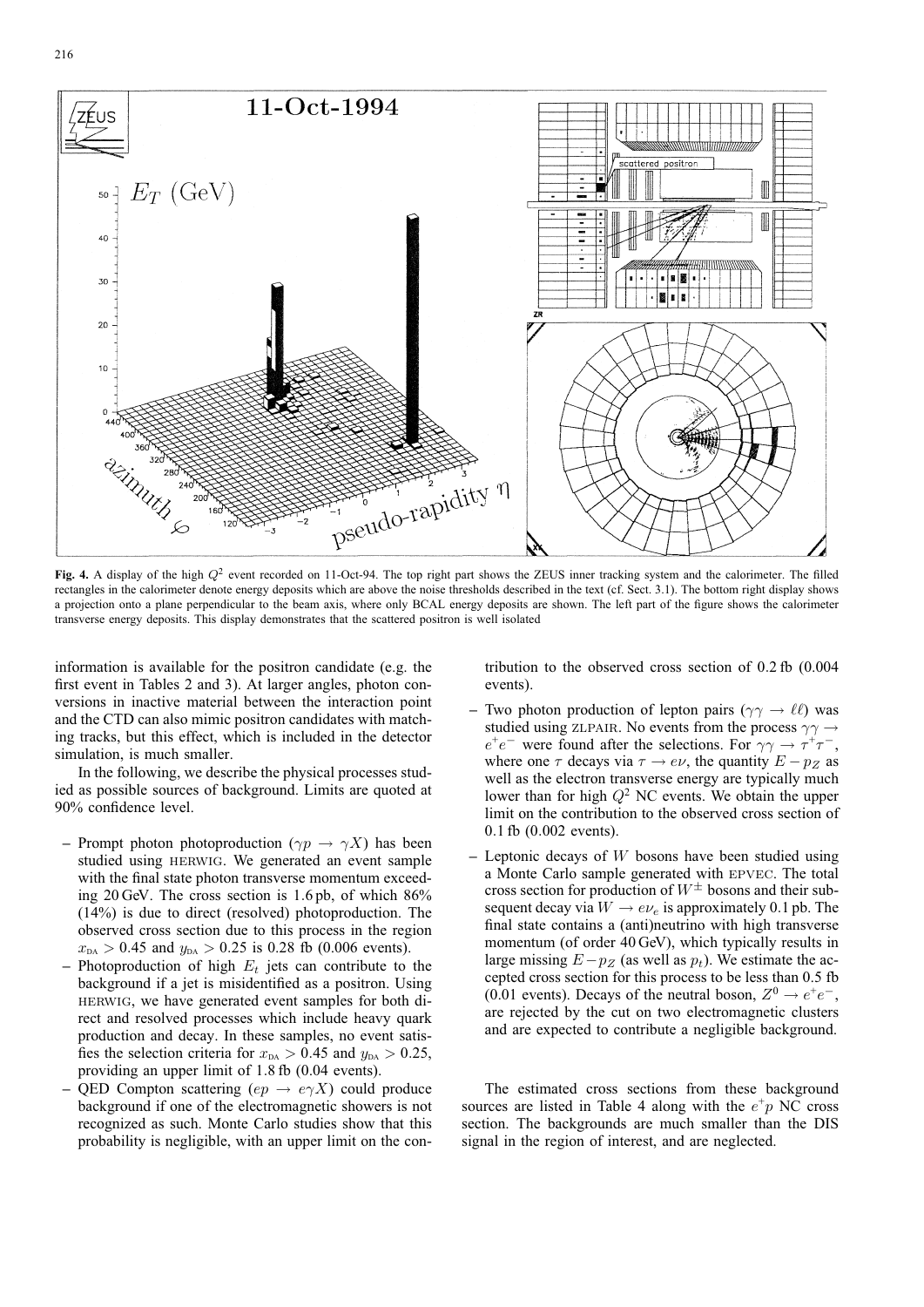**Fig. 4.** A display of the high $Q^2$ event recorded on 11-Oct-94. The top right part shows the ZEUS inner tracking system and the calorimeter. The filled rectangles in the calorimeter denote energy deposits which are above the noise thresholds described in the text (cf. Sect. 3.1). The bottom right display shows a projection onto a plane perpendicular to the beam axis, where only BCAL energy deposits are shown. The left part of the figure shows the calorimeter transverse energy deposits. This display demonstrates that the scattered positron is well isolated

information is available for the positron candidate (e.g. the first event in Tables 2 and 3). At larger angles, photon conversions in inactive material between the interaction point and the CTD can also mimic positron candidates with matching tracks, but this effect, which is included in the detector simulation, is much smaller.

In the following, we describe the physical processes studied as possible sources of background. Limits are quoted at 90% confidence level.

- Prompt photon photoproduction ($\gamma p \to \gamma X$) has been studied using HERWIG. We generated an event sample with the final state photon transverse momentum exceeding 20 GeV. The cross section is 1.6 pb, of which 86% (14%) is due to direct (resolved) photoproduction. The observed cross section due to this process in the region $x_{DA} > 0.45$ and $y_{DA} > 0.25$ is 0.28 fb (0.006 events).
- Photoproduction of high $E_t$ jets can contribute to the background if a jet is misidentified as a positron. Using HERWIG, we have generated event samples for both direct and resolved processes which include heavy quark production and decay. In these samples, no event satisfies the selection criteria for $x_{DA} > 0.45$ and $y_{DA} > 0.25$, providing an upper limit of 1.8 fb (0.04 events).
- QED Compton scattering ($ep \to e\gamma X$) could produce background if one of the electromagnetic showers is not recognized as such. Monte Carlo studies show that this probability is negligible, with an upper limit on the contribution to the observed cross section of 0.2 fb (0.004 events).
- Two photon production of lepton pairs ($\gamma\gamma \to \ell\ell$) was studied using ZLPAIR. No events from the process $\gamma\gamma \to e^+e^-$ were found after the selections. For $\gamma\gamma \to \tau^+\tau^-$, where one $\tau$ decays via $\tau \to e\nu$, the quantity $E - p_Z$ as well as the electron transverse energy are typically much lower than for high $Q^2$ NC events. We obtain the upper limit on the contribution to the observed cross section of 0.1 fb (0.002 events).
- Leptonic decays of $W$ bosons have been studied using a Monte Carlo sample generated with EPVEC. The total cross section for production of $W^{\pm}$ bosons and their subsequent decay via $W \to e\nu_e$ is approximately 0.1 pb. The final state contains a (anti)neutrino with high transverse momentum (of order 40 GeV), which typically results in large missing $E - p_Z$ (as well as $p_t$). We estimate the accepted cross section for this process to be less than 0.5 fb (0.01 events). Decays of the neutral boson, $Z^0 \to e^+e^-$, are rejected by the cut on two electromagnetic clusters and are expected to contribute a negligible background.

The estimated cross sections from these background sources are listed in Table 4 along with the $e^+p$ NC cross section. The backgrounds are much smaller than the DIS signal in the region of interest, and are neglected.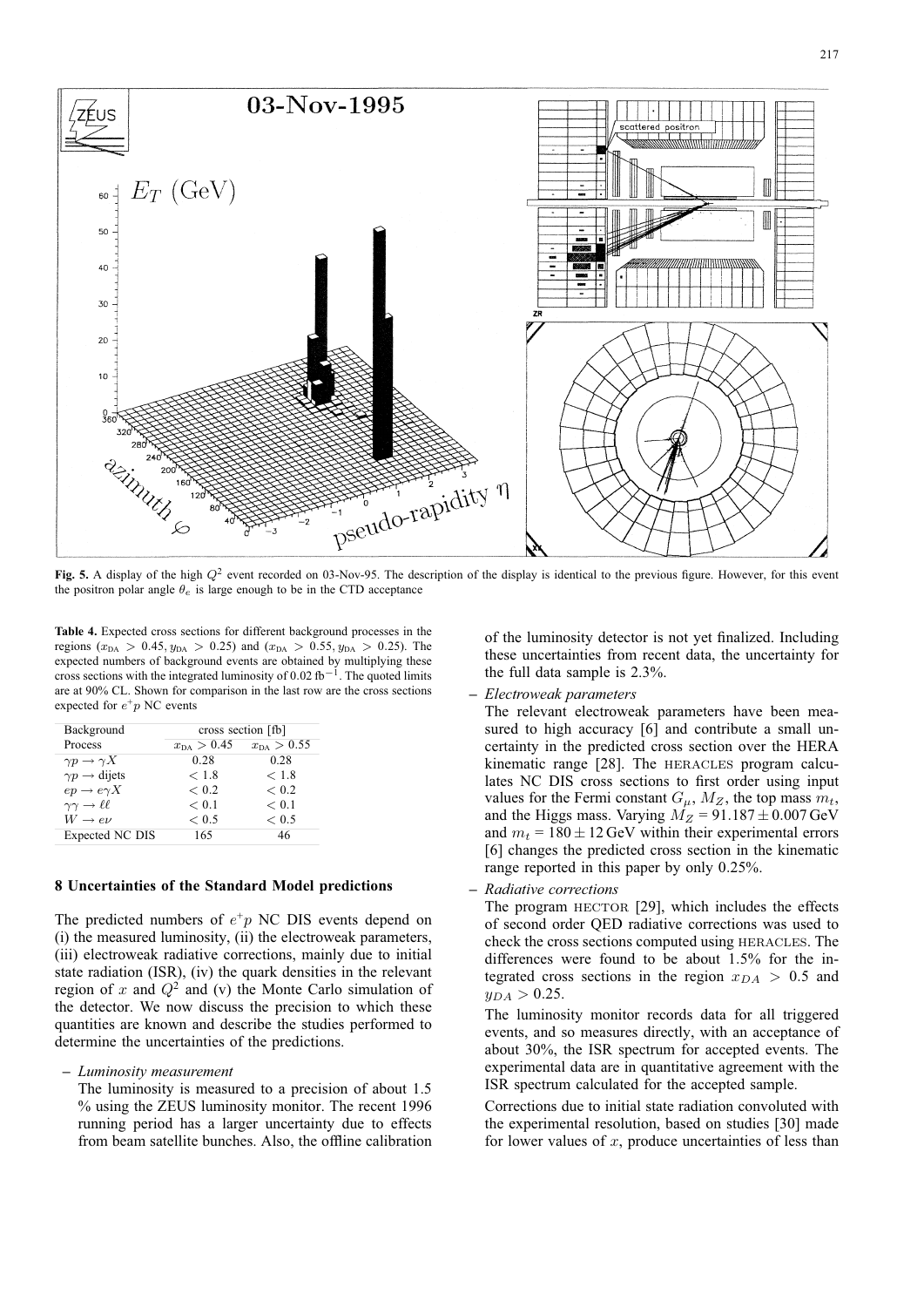**Fig. 5.** A display of the high $Q^2$ event recorded on 03-Nov-95. The description of the display is identical to the previous figure. However, for this event the positron polar angle $\theta_e$ is large enough to be in the CTD acceptance

**Table 4.** Expected cross sections for different background processes in the regions ($x_{DA} > 0.45, y_{DA} > 0.25$) and ($x_{DA} > 0.55, y_{DA} > 0.25$). The expected numbers of background events are obtained by multiplying these cross sections with the integrated luminosity of 0.02 fb$^{-1}$. The quoted limits are at 90% CL. Shown for comparison in the last row are the cross sections expected for $e^+p$ NC events

| Background Process | cross section [fb] | |
|---|---|---|
| | $x_{DA} > 0.45$ | $x_{DA} > 0.55$ |
| $\gamma p \to \gamma X$ | 0.28 | 0.28 |
| $\gamma p \to$ dijets | $< 1.8$ | $< 1.8$ |
| $ep \to e\gamma X$ | $< 0.2$ | $< 0.2$ |
| $\gamma\gamma \to \ell\ell$ | $< 0.1$ | $< 0.1$ |
| $W \to e\nu$ | $< 0.5$ | $< 0.5$ |
| Expected NC DIS | 165 | 46 |

## 8 Uncertainties of the Standard Model predictions

The predicted numbers of $e^+p$ NC DIS events depend on (i) the measured luminosity, (ii) the electroweak parameters, (iii) electroweak radiative corrections, mainly due to initial state radiation (ISR), (iv) the quark densities in the relevant region of $x$ and $Q^2$ and (v) the Monte Carlo simulation of the detector. We now discuss the precision to which these quantities are known and describe the studies performed to determine the uncertainties of the predictions.

– *Luminosity measurement*
  The luminosity is measured to a precision of about 1.5 % using the ZEUS luminosity monitor. The recent 1996 running period has a larger uncertainty due to effects from beam satellite bunches. Also, the offline calibration of the luminosity detector is not yet finalized. Including these uncertainties from recent data, the uncertainty for the full data sample is 2.3%.

– *Electroweak parameters*
  The relevant electroweak parameters have been measured to high accuracy [6] and contribute a small uncertainty in the predicted cross section over the HERA kinematic range [28]. The HERACLES program calculates NC DIS cross sections to first order using input values for the Fermi constant $G_\mu$, $M_Z$, the top mass $m_t$, and the Higgs mass. Varying $M_Z = 91.187 \pm 0.007$ GeV and $m_t = 180 \pm 12$ GeV within their experimental errors [6] changes the predicted cross section in the kinematic range reported in this paper by only 0.25%.

– *Radiative corrections*
  The program HECTOR [29], which includes the effects of second order QED radiative corrections was used to check the cross sections computed using HERACLES. The differences were found to be about 1.5% for the integrated cross sections in the region $x_{DA} > 0.5$ and $y_{DA} > 0.25$.

  The luminosity monitor records data for all triggered events, and so measures directly, with an acceptance of about 30%, the ISR spectrum for accepted events. The experimental data are in quantitative agreement with the ISR spectrum calculated for the accepted sample.

  Corrections due to initial state radiation convoluted with the experimental resolution, based on studies [30] made for lower values of $x$, produce uncertainties of less than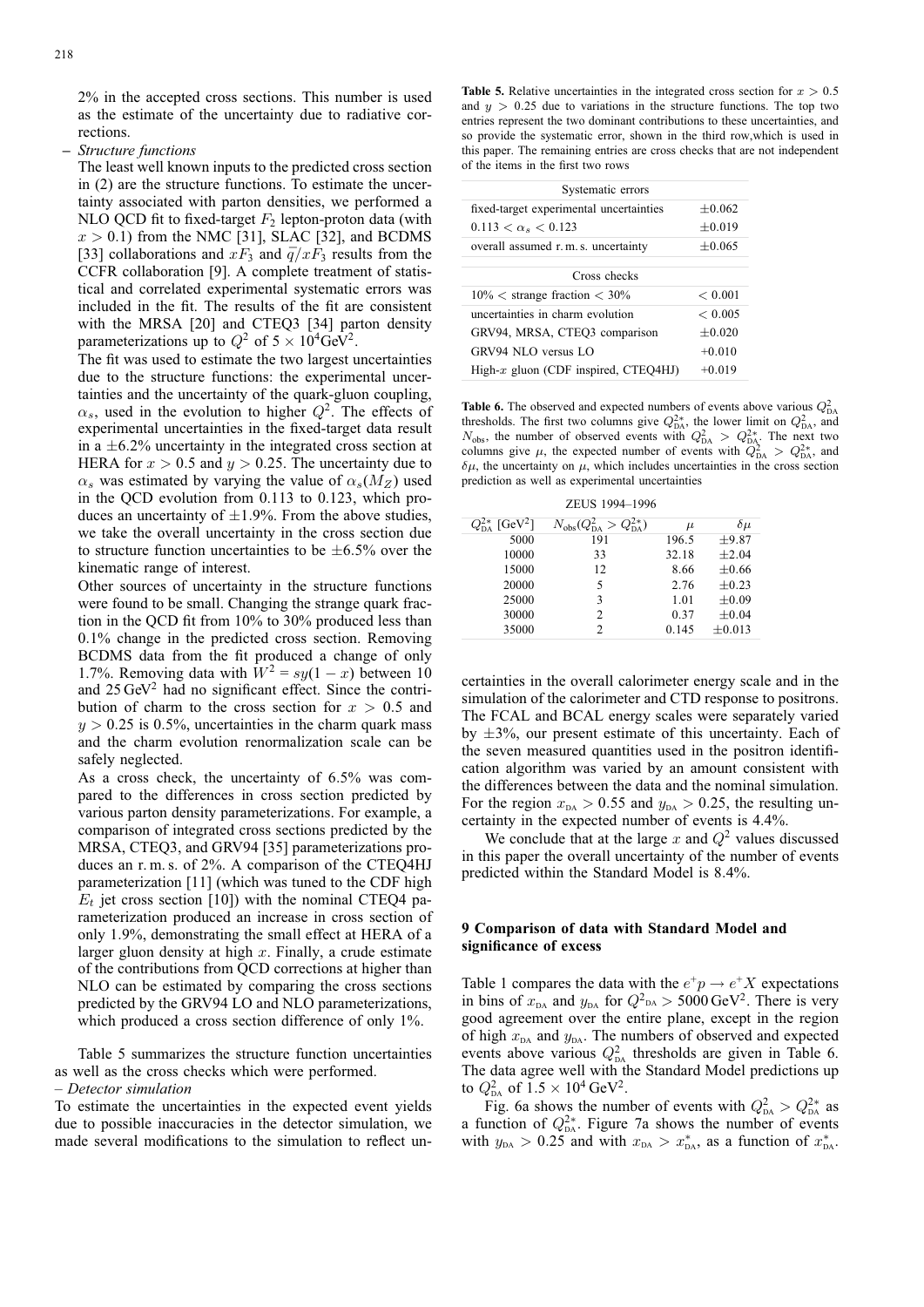2% in the accepted cross sections. This number is used as the estimate of the uncertainty due to radiative corrections.

– *Structure functions*

The least well known inputs to the predicted cross section in (2) are the structure functions. To estimate the uncertainty associated with parton densities, we performed a NLO QCD fit to fixed-target $F_2$ lepton-proton data (with $x > 0.1$) from the NMC [31], SLAC [32], and BCDMS [33] collaborations and $xF_3$ and $\bar{q}/xF_3$ results from the CCFR collaboration [9]. A complete treatment of statistical and correlated experimental systematic errors was included in the fit. The results of the fit are consistent with the MRSA [20] and CTEQ3 [34] parton density parameterizations up to $Q^2$ of $5 \times 10^4 \mathrm{GeV}^2$.

The fit was used to estimate the two largest uncertainties due to the structure functions: the experimental uncertainties and the uncertainty of the quark-gluon coupling, $\alpha_s$, used in the evolution to higher $Q^2$. The effects of experimental uncertainties in the fixed-target data result in a $\pm 6.2\%$ uncertainty in the integrated cross section at HERA for $x > 0.5$ and $y > 0.25$. The uncertainty due to $\alpha_s$ was estimated by varying the value of $\alpha_s(M_Z)$ used in the QCD evolution from 0.113 to 0.123, which produces an uncertainty of $\pm 1.9\%$. From the above studies, we take the overall uncertainty in the cross section due to structure function uncertainties to be $\pm 6.5\%$ over the kinematic range of interest.

Other sources of uncertainty in the structure functions were found to be small. Changing the strange quark fraction in the QCD fit from 10% to 30% produced less than 0.1% change in the predicted cross section. Removing BCDMS data from the fit produced a change of only 1.7%. Removing data with $W^2 = sy(1-x)$ between 10 and $25\,\mathrm{GeV}^2$ had no significant effect. Since the contribution of charm to the cross section for $x > 0.5$ and $y > 0.25$ is 0.5%, uncertainties in the charm quark mass and the charm evolution renormalization scale can be safely neglected.

As a cross check, the uncertainty of 6.5% was compared to the differences in cross section predicted by various parton density parameterizations. For example, a comparison of integrated cross sections predicted by the MRSA, CTEQ3, and GRV94 [35] parameterizations produces an r. m. s. of 2%. A comparison of the CTEQ4HJ parameterization [11] (which was tuned to the CDF high $E_t$ jet cross section [10]) with the nominal CTEQ4 parameterization produced an increase in cross section of only 1.9%, demonstrating the small effect at HERA of a larger gluon density at high $x$. Finally, a crude estimate of the contributions from QCD corrections at higher than NLO can be estimated by comparing the cross sections predicted by the GRV94 LO and NLO parameterizations, which produced a cross section difference of only 1%.

Table 5 summarizes the structure function uncertainties as well as the cross checks which were performed.

– *Detector simulation*

To estimate the uncertainties in the expected event yields due to possible inaccuracies in the detector simulation, we made several modifications to the simulation to reflect uncertainties in the overall calorimeter energy scale and in the simulation of the calorimeter and CTD response to positrons. The FCAL and BCAL energy scales were separately varied by $\pm 3\%$, our present estimate of this uncertainty. Each of the seven measured quantities used in the positron identification algorithm was varied by an amount consistent with the differences between the data and the nominal simulation. For the region $x_{\mathrm{DA}} > 0.55$ and $y_{\mathrm{DA}} > 0.25$, the resulting uncertainty in the expected number of events is 4.4%.

We conclude that at the large $x$ and $Q^2$ values discussed in this paper the overall uncertainty of the number of events predicted within the Standard Model is 8.4%.

**Table 5.** Relative uncertainties in the integrated cross section for $x > 0.5$ and $y > 0.25$ due to variations in the structure functions. The top two entries represent the two dominant contributions to these uncertainties, and so provide the systematic error, shown in the third row, which is used in this paper. The remaining entries are cross checks that are not independent of the items in the first two rows

| Systematic errors | |
|---|---|
| fixed-target experimental uncertainties | $\pm 0.062$ |
| $0.113 < \alpha_s < 0.123$ | $\pm 0.019$ |
| overall assumed r. m. s. uncertainty | $\pm 0.065$ |
| **Cross checks** | |
| $10\% <$ strange fraction $< 30\%$ | $< 0.001$ |
| uncertainties in charm evolution | $< 0.005$ |
| GRV94, MRSA, CTEQ3 comparison | $\pm 0.020$ |
| GRV94 NLO versus LO | $+0.010$ |
| High-$x$ gluon (CDF inspired, CTEQ4HJ) | $+0.019$ |

**Table 6.** The observed and expected numbers of events above various $Q^2_{\mathrm{DA}}$ thresholds. The first two columns give $Q^{2*}_{\mathrm{DA}}$, the lower limit on $Q^2_{\mathrm{DA}}$, and $N_{\mathrm{obs}}$, the number of observed events with $Q^2_{\mathrm{DA}} > Q^{2*}_{\mathrm{DA}}$. The next two columns give $\mu$, the expected number of events with $Q^2_{\mathrm{DA}} > Q^{2*}_{\mathrm{DA}}$, and $\delta\mu$, the uncertainty on $\mu$, which includes uncertainties in the cross section prediction as well as experimental uncertainties

ZEUS 1994–1996

| $Q^{2*}_{\mathrm{DA}}$ [GeV$^2$] | $N_{\mathrm{obs}}(Q^2_{\mathrm{DA}} > Q^{2*}_{\mathrm{DA}})$ | $\mu$ | $\delta\mu$ |
|---|---|---|---|
| 5000 | 191 | 196.5 | $\pm 9.87$ |
| 10000 | 33 | 32.18 | $\pm 2.04$ |
| 15000 | 12 | 8.66 | $\pm 0.66$ |
| 20000 | 5 | 2.76 | $\pm 0.23$ |
| 25000 | 3 | 1.01 | $\pm 0.09$ |
| 30000 | 2 | 0.37 | $\pm 0.04$ |
| 35000 | 2 | 0.145 | $\pm 0.013$ |

## 9 Comparison of data with Standard Model and significance of excess

Table 1 compares the data with the $e^+p \to e^+X$ expectations in bins of $x_{\mathrm{DA}}$ and $y_{\mathrm{DA}}$ for $Q^2_{\mathrm{DA}} > 5000\,\mathrm{GeV}^2$. There is very good agreement over the entire plane, except in the region of high $x_{\mathrm{DA}}$ and $y_{\mathrm{DA}}$. The numbers of observed and expected events above various $Q^2_{\mathrm{DA}}$ thresholds are given in Table 6. The data agree well with the Standard Model predictions up to $Q^2_{\mathrm{DA}}$ of $1.5 \times 10^4\,\mathrm{GeV}^2$.

Fig. 6a shows the number of events with $Q^2_{\mathrm{DA}} > Q^{2*}_{\mathrm{DA}}$ as a function of $Q^{2*}_{\mathrm{DA}}$. Figure 7a shows the number of events with $y_{\mathrm{DA}} > 0.25$ and with $x_{\mathrm{DA}} > x^*_{\mathrm{DA}}$, as a function of $x^*_{\mathrm{DA}}$.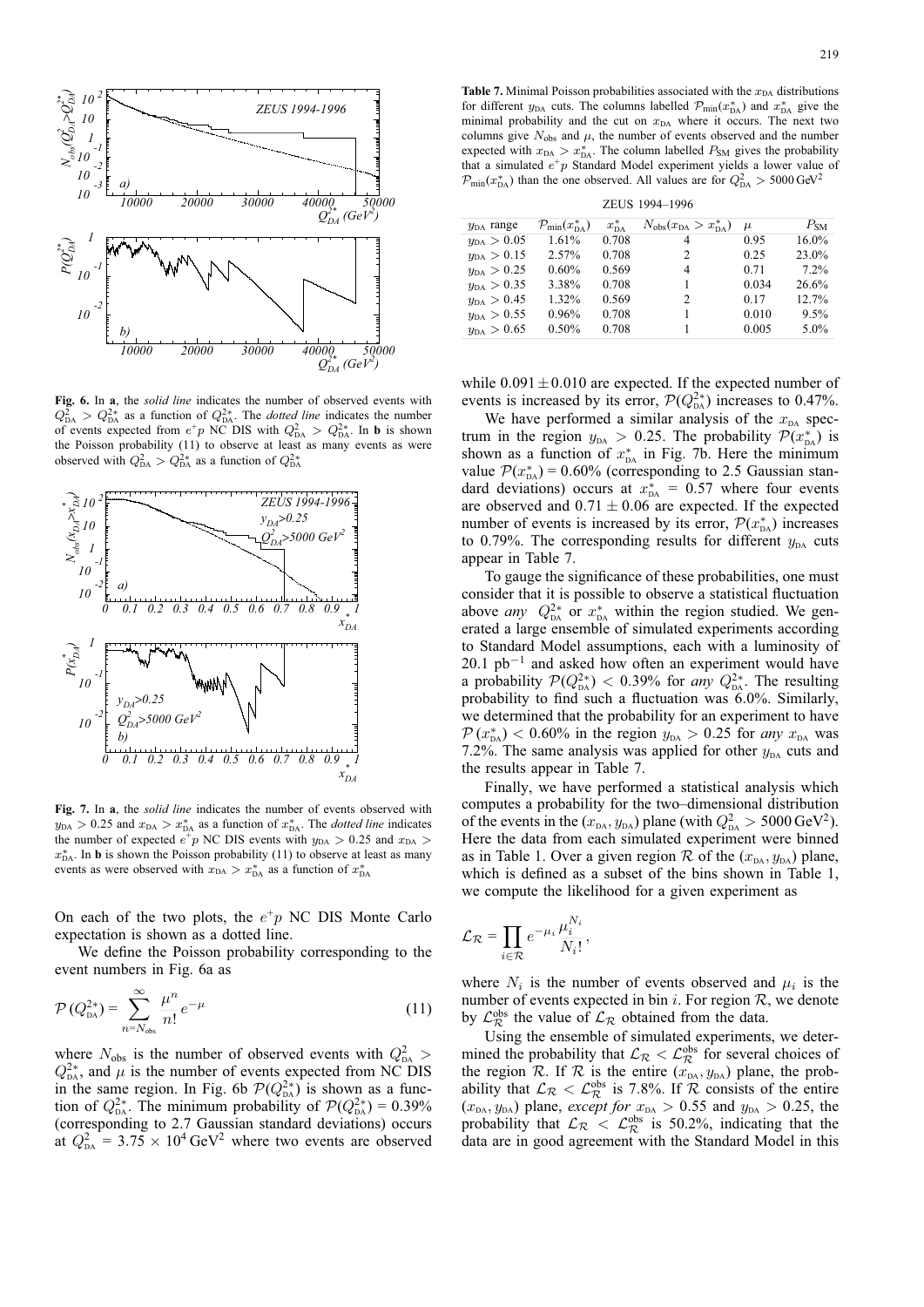**Fig. 6.** In **a**, the *solid line* indicates the number of observed events with $Q^2_{DA} > Q^{2*}_{DA}$ as a function of $Q^{2*}_{DA}$. The *dotted line* indicates the number of events expected from $e^+p$ NC DIS with $Q^2_{DA} > Q^{2*}_{DA}$. In **b** is shown the Poisson probability (11) to observe at least as many events as were observed with $Q^2_{DA} > Q^{2*}_{DA}$ as a function of $Q^{2*}_{DA}$

**Fig. 7.** In **a**, the *solid line* indicates the number of events observed with $y_{DA} > 0.25$ and $x_{DA} > x^*_{DA}$ as a function of $x^*_{DA}$. The *dotted line* indicates the number of expected $e^+p$ NC DIS events with $y_{DA} > 0.25$ and $x_{DA} > x^*_{DA}$. In **b** is shown the Poisson probability (11) to observe at least as many events as were observed with $x_{DA} > x^*_{DA}$ as a function of $x^*_{DA}$

On each of the two plots, the $e^+p$ NC DIS Monte Carlo expectation is shown as a dotted line.

We define the Poisson probability corresponding to the event numbers in Fig. 6a as

$$\mathcal{P}\,(Q^{2*}_{DA}) = \sum_{n=N_{obs}}^{\infty} \frac{\mu^n}{n!} e^{-\mu} \qquad (11)$$

where $N_{obs}$ is the number of observed events with $Q^2_{DA} > Q^{2*}_{DA}$, and $\mu$ is the number of events expected from NC DIS in the same region. In Fig. 6b $\mathcal{P}(Q^{2*}_{DA})$ is shown as a function of $Q^{2*}_{DA}$. The minimum probability of $\mathcal{P}(Q^{2*}_{DA}) = 0.39\%$ (corresponding to 2.7 Gaussian standard deviations) occurs at $Q^2_{DA} = 3.75 \times 10^4\,\text{GeV}^2$ where two events are observed while $0.091 \pm 0.010$ are expected. If the expected number of events is increased by its error, $\mathcal{P}(Q^{2*}_{DA})$ increases to 0.47%.

We have performed a similar analysis of the $x_{DA}$ spectrum in the region $y_{DA} > 0.25$. The probability $\mathcal{P}(x^*_{DA})$ is shown as a function of $x^*_{DA}$ in Fig. 7b. Here the minimum value $\mathcal{P}(x^*_{DA}) = 0.60\%$ (corresponding to 2.5 Gaussian standard deviations) occurs at $x^*_{DA} = 0.57$ where four events are observed and $0.71 \pm 0.06$ are expected. If the expected number of events is increased by its error, $\mathcal{P}(x^*_{DA})$ increases to 0.79%. The corresponding results for different $y_{DA}$ cuts appear in Table 7.

**Table 7.** Minimal Poisson probabilities associated with the $x_{DA}$ distributions for different $y_{DA}$ cuts. The columns labelled $\mathcal{P}_{min}(x^*_{DA})$ and $x^*_{DA}$ give the minimal probability and the cut on $x_{DA}$ where it occurs. The next two columns give $N_{obs}$ and $\mu$, the number of events observed and the number expected with $x_{DA} > x^*_{DA}$. The column labelled $P_{SM}$ gives the probability that a simulated $e^+p$ Standard Model experiment yields a lower value of $\mathcal{P}_{min}(x^*_{DA})$ than the one observed. All values are for $Q^2_{DA} > 5000\,\text{GeV}^2$

ZEUS 1994–1996

| $y_{DA}$ range | $\mathcal{P}_{min}(x^*_{DA})$ | $x^*_{DA}$ | $N_{obs}(x_{DA} > x^*_{DA})$ | $\mu$ | $P_{SM}$ |
|---|---|---|---|---|---|
| $y_{DA} > 0.05$ | 1.61% | 0.708 | 4 | 0.95 | 16.0% |
| $y_{DA} > 0.15$ | 2.57% | 0.708 | 2 | 0.25 | 23.0% |
| $y_{DA} > 0.25$ | 0.60% | 0.569 | 4 | 0.71 | 7.2% |
| $y_{DA} > 0.35$ | 3.38% | 0.708 | 1 | 0.034 | 26.6% |
| $y_{DA} > 0.45$ | 1.32% | 0.569 | 2 | 0.17 | 12.7% |
| $y_{DA} > 0.55$ | 0.96% | 0.708 | 1 | 0.010 | 9.5% |
| $y_{DA} > 0.65$ | 0.50% | 0.708 | 1 | 0.005 | 5.0% |

To gauge the significance of these probabilities, one must consider that it is possible to observe a statistical fluctuation above *any* $Q^{2*}_{DA}$ or $x^*_{DA}$ within the region studied. We generated a large ensemble of simulated experiments according to Standard Model assumptions, each with a luminosity of 20.1 pb$^{-1}$ and asked how often an experiment would have a probability $\mathcal{P}(Q^{2*}_{DA}) < 0.39\%$ for *any* $Q^{2*}_{DA}$. The resulting probability to find such a fluctuation was 6.0%. Similarly, we determined that the probability for an experiment to have $\mathcal{P}\,(x^*_{DA}) < 0.60\%$ in the region $y_{DA} > 0.25$ for *any* $x_{DA}$ was 7.2%. The same analysis was applied for other $y_{DA}$ cuts and the results appear in Table 7.

Finally, we have performed a statistical analysis which computes a probability for the two–dimensional distribution of the events in the $(x_{DA}, y_{DA})$ plane (with $Q^2_{DA} > 5000\,\text{GeV}^2$). Here the data from each simulated experiment were binned as in Table 1. Over a given region $\mathcal{R}$ of the $(x_{DA}, y_{DA})$ plane, which is defined as a subset of the bins shown in Table 1, we compute the likelihood for a given experiment as

$$\mathcal{L}_{\mathcal{R}} = \prod_{i \in \mathcal{R}} e^{-\mu_i} \frac{\mu_i^{N_i}}{N_i!},$$

where $N_i$ is the number of events observed and $\mu_i$ is the number of events expected in bin $i$. For region $\mathcal{R}$, we denote by $\mathcal{L}^{obs}_{\mathcal{R}}$ the value of $\mathcal{L}_{\mathcal{R}}$ obtained from the data.

Using the ensemble of simulated experiments, we determined the probability that $\mathcal{L}_{\mathcal{R}} < \mathcal{L}^{obs}_{\mathcal{R}}$ for several choices of the region $\mathcal{R}$. If $\mathcal{R}$ is the entire $(x_{DA}, y_{DA})$ plane, the probability that $\mathcal{L}_{\mathcal{R}} < \mathcal{L}^{obs}_{\mathcal{R}}$ is 7.8%. If $\mathcal{R}$ consists of the entire $(x_{DA}, y_{DA})$ plane, *except for* $x_{DA} > 0.55$ and $y_{DA} > 0.25$, the probability that $\mathcal{L}_{\mathcal{R}} < \mathcal{L}^{obs}_{\mathcal{R}}$ is 50.2%, indicating that the data are in good agreement with the Standard Model in this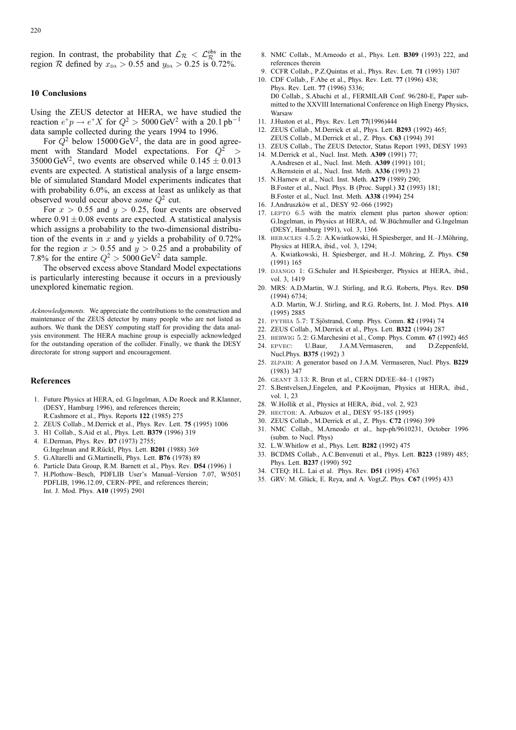region. In contrast, the probability that $\mathcal{L}_{\mathcal{R}} < \mathcal{L}_{\mathcal{R}}^{\rm obs}$ in the region $\mathcal{R}$ defined by $x_{\rm DA} > 0.55$ and $y_{\rm DA} > 0.25$ is 0.72%.

## 10 Conclusions

Using the ZEUS detector at HERA, we have studied the reaction $e^+p \to e^+X$ for $Q^2 > 5000\,{\rm GeV}^2$ with a $20.1\,{\rm pb}^{-1}$ data sample collected during the years 1994 to 1996.

For $Q^2$ below $15000\,{\rm GeV}^2$, the data are in good agreement with Standard Model expectations. For $Q^2 > 35000\,{\rm GeV}^2$, two events are observed while $0.145 \pm 0.013$ events are expected. A statistical analysis of a large ensemble of simulated Standard Model experiments indicates that with probability 6.0%, an excess at least as unlikely as that observed would occur above *some* $Q^2$ cut.

For $x > 0.55$ and $y > 0.25$, four events are observed where $0.91 \pm 0.08$ events are expected. A statistical analysis which assigns a probability to the two-dimensional distribution of the events in $x$ and $y$ yields a probability of 0.72% for the region $x > 0.55$ and $y > 0.25$ and a probability of 7.8% for the entire $Q^2 > 5000\,{\rm GeV}^2$ data sample.

The observed excess above Standard Model expectations is particularly interesting because it occurs in a previously unexplored kinematic region.

*Acknowledgements.* We appreciate the contributions to the construction and maintenance of the ZEUS detector by many people who are not listed as authors. We thank the DESY computing staff for providing the data analysis environment. The HERA machine group is especially acknowledged for the outstanding operation of the collider. Finally, we thank the DESY directorate for strong support and encouragement.

## References

1. Future Physics at HERA, ed. G.Ingelman, A.De Roeck and R.Klanner, (DESY, Hamburg 1996), and references therein; R.Cashmore et al., Phys. Reports **122** (1985) 275
2. ZEUS Collab., M.Derrick et al., Phys. Rev. Lett. **75** (1995) 1006
3. H1 Collab., S.Aid et al., Phys. Lett. **B379** (1996) 319
4. E.Derman, Phys. Rev. **D7** (1973) 2755; G.Ingelman and R.Rückl, Phys. Lett. **B201** (1988) 369
5. G.Altarelli and G.Martinelli, Phys. Lett. **B76** (1978) 89
6. Particle Data Group, R.M. Barnett et al., Phys. Rev. **D54** (1996) 1
7. H.Plothow–Besch, PDFLIB User's Manual–Version 7.07, W5051 PDFLIB, 1996.12.09, CERN–PPE, and references therein; Int. J. Mod. Phys. **A10** (1995) 2901
8. NMC Collab., M.Arneodo et al., Phys. Lett. **B309** (1993) 222, and references therein
9. CCFR Collab., P.Z.Quintas et al., Phys. Rev. Lett. **71** (1993) 1307
10. CDF Collab., F.Abe et al., Phys. Rev. Lett. **77** (1996) 438; Phys. Rev. Lett. **77** (1996) 5336; D0 Collab., S.Abachi et al., FERMILAB Conf. 96/280-E, Paper submitted to the XXVIII International Conference on High Energy Physics, Warsaw
11. J.Huston et al., Phys. Rev. Lett **77**(1996)444
12. ZEUS Collab., M.Derrick et al., Phys. Lett. **B293** (1992) 465; ZEUS Collab., M.Derrick et al., Z. Phys. **C63** (1994) 391
13. ZEUS Collab., The ZEUS Detector, Status Report 1993, DESY 1993
14. M.Derrick et al., Nucl. Inst. Meth. **A309** (1991) 77; A.Andresen et al., Nucl. Inst. Meth. **A309** (1991) 101; A.Bernstein et al., Nucl. Inst. Meth. **A336** (1993) 23
15. N.Harnew et al., Nucl. Inst. Meth. **A279** (1989) 290; B.Foster et al., Nucl. Phys. B (Proc. Suppl.) **32** (1993) 181; B.Foster et al., Nucl. Inst. Meth. **A338** (1994) 254
16. J.Andruszków et al., DESY 92–066 (1992)
17. LEPTO 6.5 with the matrix element plus parton shower option: G.Ingelman, in Physics at HERA, ed. W.Büchmuller and G.Ingelman (DESY, Hamburg 1991), vol. 3, 1366
18. HERACLES 4.5.2: A.Kwiatkowski, H.Spiesberger, and H.–J.Möhring, Physics at HERA, ibid., vol. 3, 1294; A. Kwiatkowski, H. Spiesberger, and H.-J. Möhring, Z. Phys. **C50** (1991) 165
19. DJANGO 1: G.Schuler and H.Spiesberger, Physics at HERA, ibid., vol. 3, 1419
20. MRS: A.D.Martin, W.J. Stirling, and R.G. Roberts, Phys. Rev. **D50** (1994) 6734; A.D. Martin, W.J. Stirling, and R.G. Roberts, Int. J. Mod. Phys. **A10** (1995) 2885
21. PYTHIA 5.7: T.Sjöstrand, Comp. Phys. Comm. **82** (1994) 74
22. ZEUS Collab., M.Derrick et al., Phys. Lett. **B322** (1994) 287
23. HERWIG 5.2: G.Marchesini et al., Comp. Phys. Comm. **67** (1992) 465
24. EPVEC: U.Baur, J.A.M.Vermaseren, and D.Zeppenfeld, Nucl.Phys. **B375** (1992) 3
25. ZLPAIR: A generator based on J.A.M. Vermaseren, Nucl. Phys. **B229** (1983) 347
26. GEANT 3.13: R. Brun et al., CERN DD/EE–84–1 (1987)
27. S.Bentvelsen,J.Engelen, and P.Kooijman, Physics at HERA, ibid., vol. 1, 23
28. W.Hollik et al., Physics at HERA, ibid., vol. 2, 923
29. HECTOR: A. Arbuzov et al., DESY 95-185 (1995)
30. ZEUS Collab., M.Derrick et al., Z. Phys. **C72** (1996) 399
31. NMC Collab., M.Arneodo et al., hep-ph/9610231, October 1996 (subm. to Nucl. Phys)
32. L.W.Whitlow et al., Phys. Lett. **B282** (1992) 475
33. BCDMS Collab., A.C.Benvenuti et al., Phys. Lett. **B223** (1989) 485; Phys. Lett. **B237** (1990) 592
34. CTEQ: H.L. Lai et al. Phys. Rev. **D51** (1995) 4763
35. GRV: M. Glück, E. Reya, and A. Vogt,Z. Phys. **C67** (1995) 433